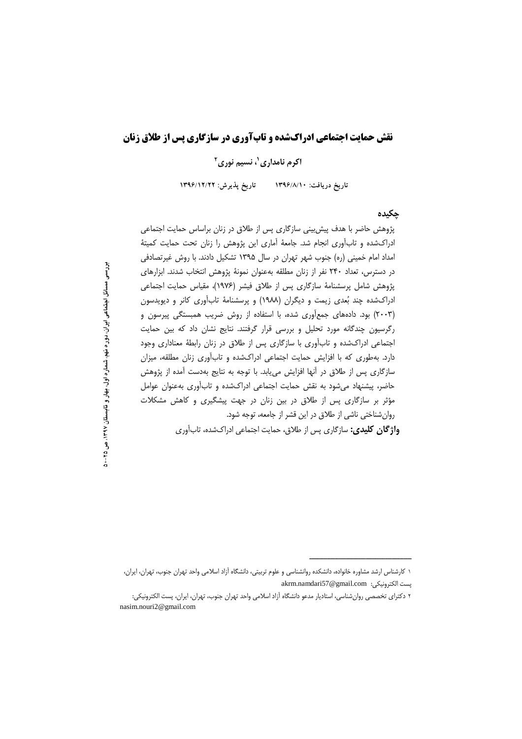# نقش حمایت اجتماعی ادراک‌شده و تاب‌آوری در سازگاری پس از طلاق زنان

**اکرم نامداری[1]، نسیم نوری[2]**

تاریخ دریافت: ۱۳۹۶/۸/۱۰ &nbsp;&nbsp;&nbsp;&nbsp;&nbsp;&nbsp; تاریخ پذیرش: ۱۳۹۶/۱۲/۲۲

## چکیده

پژوهش حاضر با هدف پیش‌بینی سازگاری پس از طلاق در زنان براساس حمایت اجتماعی ادراک‌شده و تاب‌آوری انجام شد. جامعهٔ آماری این پژوهش را زنان تحت حمایت کمیتهٔ امداد امام خمینی (ره) جنوب شهر تهران در سال ۱۳۹۵ تشکیل دادند. با روش غیرتصادفی در دسترس، تعداد ۲۴۰ نفر از زنان مطلقه به‌عنوان نمونهٔ پژوهش انتخاب شدند. ابزارهای پژوهش شامل پرسشنامهٔ سازگاری پس از طلاق فیشر (۱۹۷۶)، مقیاس حمایت اجتماعی ادراک‌شده چند بُعدی زیمت و دیگران (۱۹۸۸) و پرسشنامهٔ تاب‌آوری کانر و دیویدسون (۲۰۰۳) بود. داده‌های جمع‌آوری شده، با استفاده از روش ضریب همبستگی پیرسون و رگرسیون چندگانه مورد تحلیل و بررسی قرار گرفتند. نتایج نشان داد که بین حمایت اجتماعی ادراک‌شده و تاب‌آوری با سازگاری پس از طلاق در زنان رابطهٔ معناداری وجود دارد. به‌طوری که با افزایش حمایت اجتماعی ادراک‌شده و تاب‌آوری زنان مطلقه، میزان سازگاری پس از طلاق در آنها افزایش می‌یابد. با توجه به نتایج به‌دست آمده از پژوهش حاضر، پیشنهاد می‌شود به نقش حمایت اجتماعی ادراک‌شده و تاب‌آوری به‌عنوان عوامل مؤثر بر سازگاری پس از طلاق در بین زنان در جهت پیشگیری و کاهش مشکلات روان‌شناختی ناشی از طلاق در این قشر از جامعه، توجه شود.

**واژگان کلیدی:** سازگاری پس از طلاق، حمایت اجتماعی ادراک‌شده، تاب‌آوری

---

[1] کارشناس ارشد مشاوره خانواده، دانشکده روانشناسی و علوم تربیتی، دانشگاه آزاد اسلامی واحد تهران جنوب، تهران، ایران، پست الکترونیکی: akrm.namdari57@gmail.com

[2] دکترای تخصصی روان‌شناسی، استادیار مدعو دانشگاه آزاد اسلامی واحد تهران جنوب، تهران، ایران، پست الکترونیکی: nasim.nouri2@gmail.com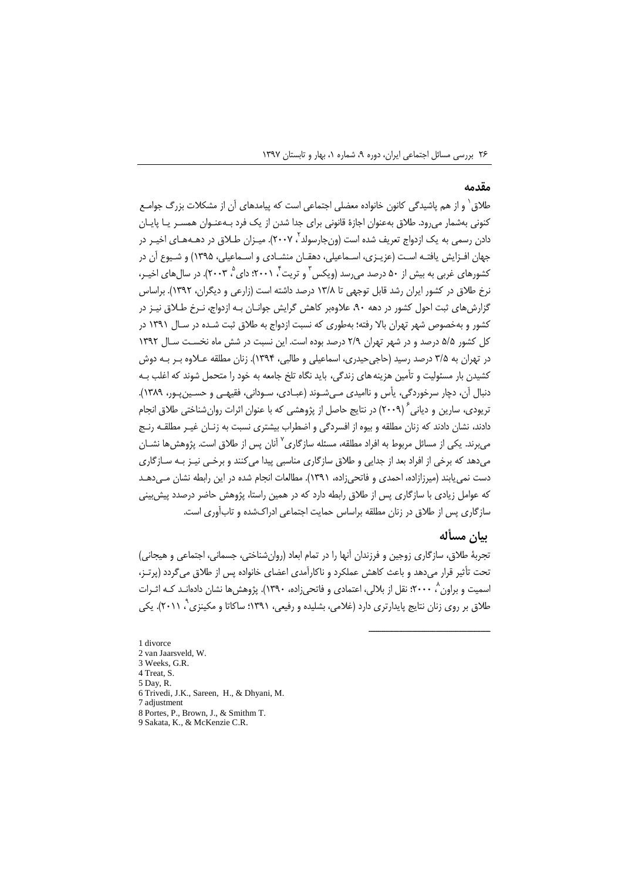## مقدمه

طلاق[1] و از هم پاشیدگی کانون خانواده معضلی اجتماعی است که پیامدهای آن از مشکلات بزرگ جوامع کنونی به‌شمار می‌رود. طلاق به‌عنوان اجازۀ قانونی برای جدا شدن از یک فرد به‌عنوان همسر یا پایان دادن رسمی به یک ازدواج تعریف شده است (ون‌جارسولد[2]، ۲۰۰۷). میزان طلاق در دهه‌های اخیر در جهان افزایش یافته است (عزیزی، اسماعیلی، دهقان منشادی و اسماعیلی، ۱۳۹۵) و شیوع آن در کشورهای غربی به بیش از ۵۰ درصد می‌رسد (ویکس[3] و تریت[4]، ۲۰۰۱؛ دای[5]، ۲۰۰۳). در سال‌های اخیر، نرخ طلاق در کشور ایران رشد قابل توجهی تا ۱۳/۸ درصد داشته است (زارعی و دیگران، ۱۳۹۲). براساس گزارش‌های ثبت احوال کشور در دهه ۹۰، علاوه‌بر کاهش گرایش جوانان به ازدواج، نرخ طلاق نیز در کشور و به‌خصوص شهر تهران بالا رفته؛ به‌طوری که نسبت ازدواج به طلاق ثبت شده در سال ۱۳۹۱ در کل کشور ۵/۵ درصد و در شهر تهران ۲/۹ درصد بوده است. این نسبت در شش ماه نخست سال ۱۳۹۲ در تهران به ۳/۵ درصد رسید (حاجی‌حیدری، اسماعیلی و طالبی، ۱۳۹۴). زنان مطلقه علاوه بر به دوش کشیدن بار مسئولیت و تأمین هزینه‌های زندگی، باید نگاه تلخ جامعه به خود را متحمل شوند که اغلب به دنبال آن، دچار سرخوردگی، یأس و ناامیدی می‌شوند (عبادی، سودانی، فقیهی و حسین‌پور، ۱۳۸۹). تریودی، سارین و دیانی[6] (۲۰۰۹) در نتایج حاصل از پژوهشی که با عنوان اثرات روان‌شناختی طلاق انجام دادند، نشان دادند که زنان مطلقه و بیوه از افسردگی و اضطراب بیشتری نسبت به زنان غیر مطلقه رنج می‌برند. یکی از مسائل مربوط به افراد مطلقه، مسئله سازگاری[7] آنان پس از طلاق است. پژوهش‌ها نشان می‌دهد که برخی از افراد بعد از جدایی و طلاق سازگاری مناسبی پیدا می‌کنند و برخی نیز به سازگاری دست نمی‌یابند (میرزازاده، احمدی و فاتحی‌زاده، ۱۳۹۱). مطالعات انجام شده در این رابطه نشان می‌دهد که عوامل زیادی با سازگاری پس از طلاق رابطه دارد که در همین راستا، پژوهش حاضر درصدد پیش‌بینی سازگاری پس از طلاق در زنان مطلقه براساس حمایت اجتماعی ادراک‌شده و تاب‌آوری است.

## بیان مسأله

تجربۀ طلاق، سازگاری زوجین و فرزندان آنها را در تمام ابعاد (روان‌شناختی، جسمانی، اجتماعی و هیجانی) تحت تأثیر قرار می‌دهد و باعث کاهش عملکرد و ناکارآمدی اعضای خانواده پس از طلاق می‌گردد (پرتز، اسمیت و براون[8]، ۲۰۰۰؛ نقل از بلالی، اعتمادی و فاتحی‌زاده، ۱۳۹۰). پژوهش‌ها نشان داده‌اند که اثرات طلاق بر روی زنان نتایج پایدارتری دارد (غلامی، بشلیده و رفیعی، ۱۳۹۱؛ ساکاتا و مکینزی[9]، ۲۰۱۱). یکی

---

1 divorce
2 van Jaarsveld, W.
3 Weeks, G.R.
4 Treat, S.
5 Day, R.
6 Trivedi, J.K., Sareen, H., & Dhyani, M.
7 adjustment
8 Portes, P., Brown, J., & Smithm T.
9 Sakata, K., & McKenzie C.R.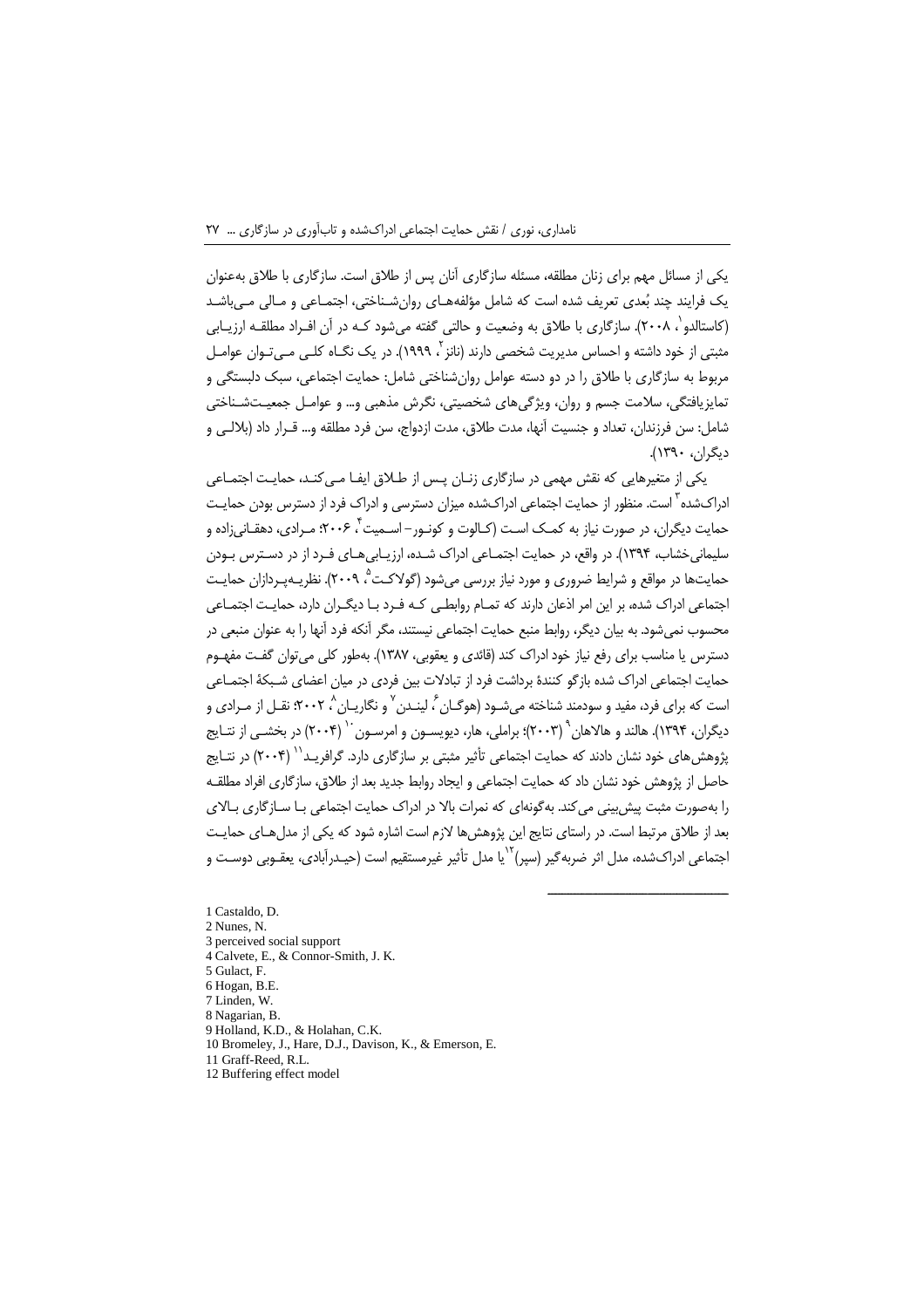یکی از مسائل مهم برای زنان مطلقه، مسئله سازگاری آنان پس از طلاق است. سازگاری با طلاق به‌عنوان یک فرایند چند بُعدی تعریف شده است که شامل مؤلفه‌های روان‌شناختی، اجتماعی و مالی می‌باشد (کاستالدو[1]، ۲۰۰۸). سازگاری با طلاق به وضعیت و حالتی گفته می‌شود که در آن افراد مطلقه ارزیابی مثبتی از خود داشته و احساس مدیریت شخصی دارند (نانز[2]، ۱۹۹۹). در یک نگاه کلی می‌توان عوامل مربوط به سازگاری با طلاق را در دو دسته عوامل روان‌شناختی شامل: حمایت اجتماعی، سبک دلبستگی و تمایزیافتگی، سلامت جسم و روان، ویژگی‌های شخصیتی، نگرش مذهبی و... و عوامل جمعیت‌شناختی شامل: سن فرزندان، تعداد و جنسیت آنها، مدت طلاق، مدت ازدواج، سن فرد مطلقه و... قرار داد (بلالی و دیگران، ۱۳۹۰).

یکی از متغیرهایی که نقش مهمی در سازگاری زنان پس از طلاق ایفا می‌کند، حمایت اجتماعی ادراک‌شده[3] است. منظور از حمایت اجتماعی ادراک‌شده میزان دسترسی و ادراک فرد از دسترس بودن حمایت دیگران، در صورت نیاز به کمک است (کالوت و کونور- اسمیت[4]، ۲۰۰۶؛ مرادی، دهقانی‌زاده و سلیمانی‌خشاب، ۱۳۹۴). در واقع، در حمایت اجتماعی ادراک شده، ارزیابی‌های فرد از در دسترس بودن حمایت‌ها در مواقع و شرایط ضروری و مورد نیاز بررسی می‌شود (گولاکت[5]، ۲۰۰۹). نظریه‌پردازان حمایت اجتماعی ادراک شده، بر این امر اذعان دارند که تمام روابطی که فرد با دیگران دارد، حمایت اجتماعی محسوب نمی‌شود. به بیان دیگر، روابط منبع حمایت اجتماعی نیستند، مگر آنکه فرد آنها را به عنوان منبعی در دسترس یا مناسب برای رفع نیاز خود ادراک کند (قائدی و یعقوبی، ۱۳۸۷). به‌طور کلی می‌توان گفت مفهوم حمایت اجتماعی ادراک شده بازگو کنندهٔ برداشت فرد از تبادلات بین فردی در میان اعضای شبکهٔ اجتماعی است که برای فرد، مفید و سودمند شناخته می‌شود (هوگان[6]، لیندن[7] و نگاریان[8]، ۲۰۰۲؛ نقل از مرادی و دیگران، ۱۳۹۴). هالند و هالاهان[9] (۲۰۰۳)؛ براملی، هار، دیویسون و امرسون[10] (۲۰۰۴) در بخشی از نتایج پژوهش‌های خود نشان دادند که حمایت اجتماعی تأثیر مثبتی بر سازگاری دارد. گرافرید[11] (۲۰۰۴) در نتایج حاصل از پژوهش خود نشان داد که حمایت اجتماعی و ایجاد روابط جدید بعد از طلاق، سازگاری افراد مطلقه را به‌صورت مثبت پیش‌بینی می‌کند. به‌گونه‌ای که نمرات بالا در ادراک حمایت اجتماعی با سازگاری بالای بعد از طلاق مرتبط است. در راستای نتایج این پژوهش‌ها لازم است اشاره شود که یکی از مدل‌های حمایت اجتماعی ادراک‌شده، مدل اثر ضربه‌گیر (سپر)[12] یا مدل تأثیر غیرمستقیم است (حیدرآبادی، یعقوبی دوست و

---

1 Castaldo, D.
2 Nunes, N.
3 perceived social support
4 Calvete, E., & Connor-Smith, J. K.
5 Gulact, F.
6 Hogan, B.E.
7 Linden, W.
8 Nagarian, B.
9 Holland, K.D., & Holahan, C.K.
10 Bromeley, J., Hare, D.J., Davison, K., & Emerson, E.
11 Graff-Reed, R.L.
12 Buffering effect model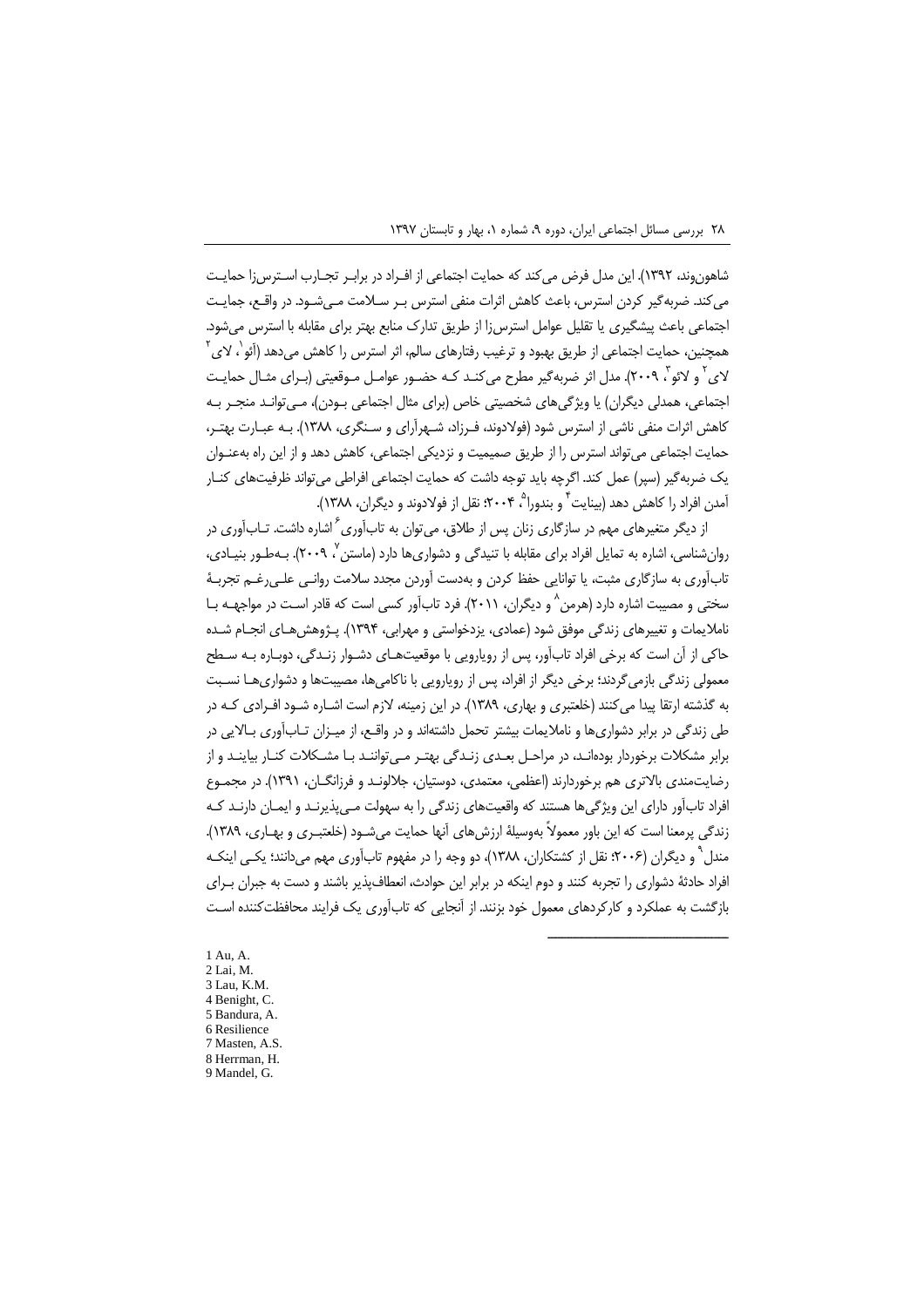شاهون‌وند، ۱۳۹۲). این مدل فرض می‌کند که حمایت اجتماعی از افـراد در برابـر تجـارب اسـترس‌زا حمایـت می‌کند. ضربه‌گیر کردن استرس، باعث کاهش اثرات منفی استرس بـر سـلامت مـی‌شـود. در واقـع، جمایـت اجتماعی باعث پیشگیری یا تقلیل عوامل استرس‌زا از طریق تدارک منابع بهتر برای مقابله با استرس می‌شود. همچنین، حمایت اجتماعی از طریق بهبود و ترغیب رفتارهای سالم، اثر استرس را کاهش می‌دهد (آئو[1]، لای[2] لای[2] و لائو[3]، ۲۰۰۹). مدل اثر ضربه‌گیر مطرح می‌کنـد کـه حضـور عوامـل مـوقعیتی (بـرای مثـال حمایـت اجتماعی، همدلی دیگران) یا ویژگی‌های شخصیتی خاص (برای مثال اجتماعی بـودن)، مـی‌توانـد منجـر بـه کاهش اثرات منفی ناشی از استرس شود (فولادوند، فـرزاد، شـهرآرای و سـنگری، ۱۳۸۸). بـه عبـارت بهتـر، حمایت اجتماعی می‌تواند استرس را از طریق صمیمیت و نزدیکی اجتماعی، کاهش دهد و از این راه به‌عنـوان یک ضربه‌گیر (سپر) عمل کند. اگرچه باید توجه داشت که حمایت اجتماعی افراطی می‌تواند ظرفیت‌های کنـار آمدن افراد را کاهش دهد (بینایت[4] و بندورا[5]، ۲۰۰۴؛ نقل از فولادوند و دیگران، ۱۳۸۸).

از دیگر متغیرهای مهم در سازگاری زنان پس از طلاق، می‌توان به تاب‌آوری[6] اشاره داشت. تـاب‌آوری در روان‌شناسی، اشاره به تمایل افراد برای مقابله با تنیدگی و دشواری‌ها دارد (ماستن[7]، ۲۰۰۹). بـه‌طـور بنیـادی، تاب‌آوری به سازگاری مثبت، یا توانایی حفظ کردن و به‌دست آوردن مجدد سلامت روانـی علـی‌رغـم تجربـهٔ سختی و مصیبت اشاره دارد (هرمن[8] و دیگران، ۲۰۱۱). فرد تاب‌آور کسی است که قادر اسـت در مواجهـه بـا ناملایمات و تغییرهای زندگی موفق شود (عمادی، یزدخواستی و مهرابی، ۱۳۹۴). پـژوهش‌هـای انجـام شـده حاکی از آن است که برخی افراد تاب‌آور، پس از رویارویی با موقعیت‌هـای دشـوار زنـدگی، دوبـاره بـه سـطح معمولی زندگی بازمی‌گردند؛ برخی دیگر از افراد، پس از رویارویی با ناکامی‌ها، مصیبت‌ها و دشواری‌هـا نسـبت به گذشته ارتقا پیدا می‌کنند (خلعتبری و بهاری، ۱۳۸۹). در این زمینه، لازم است اشـاره شـود افـرادی کـه در طی زندگی در برابر دشواری‌ها و ناملایمات بیشتر تحمل داشته‌اند و در واقـع، از میـزان تـاب‌آوری بـالایی در برابر مشکلات برخوردار بوده‌انـد، در مراحـل بعـدی زنـدگی بهتـر مـی‌تواننـد بـا مشـکلات کنـار بیاینـد و از رضایت‌مندی بالاتری هم برخوردارند (اعظمی، معتمدی، دوستیان، جلالونـد و فرزانگـان، ۱۳۹۱). در مجمـوع افراد تاب‌آور دارای این ویژگی‌ها هستند که واقعیت‌های زندگی را به سهولت مـی‌پذیرنـد و ایمـان دارنـد کـه زندگی پرمعنا است که این باور معمولاً به‌وسیلهٔ ارزش‌های آنها حمایت می‌شـود (خلعتبـری و بهـاری، ۱۳۸۹). مندل[9] و دیگران (۲۰۰۶؛ نقل از کشتکاران، ۱۳۸۸)، دو وجه را در مفهوم تاب‌آوری مهم می‌دانند؛ یکـی اینکـه افراد حادثهٔ دشواری را تجربه کنند و دوم اینکه در برابر این حوادث، انعطاف‌پذیر باشند و دست به جبران بـرای بازگشت به عملکرد و کارکردهای معمول خود بزنند. از آنجایی که تاب‌آوری یک فرایند محافظت‌کننده اسـت

---

1 Au, A.
2 Lai, M.
3 Lau, K.M.
4 Benight, C.
5 Bandura, A.
6 Resilience
7 Masten, A.S.
8 Herrman, H.
9 Mandel, G.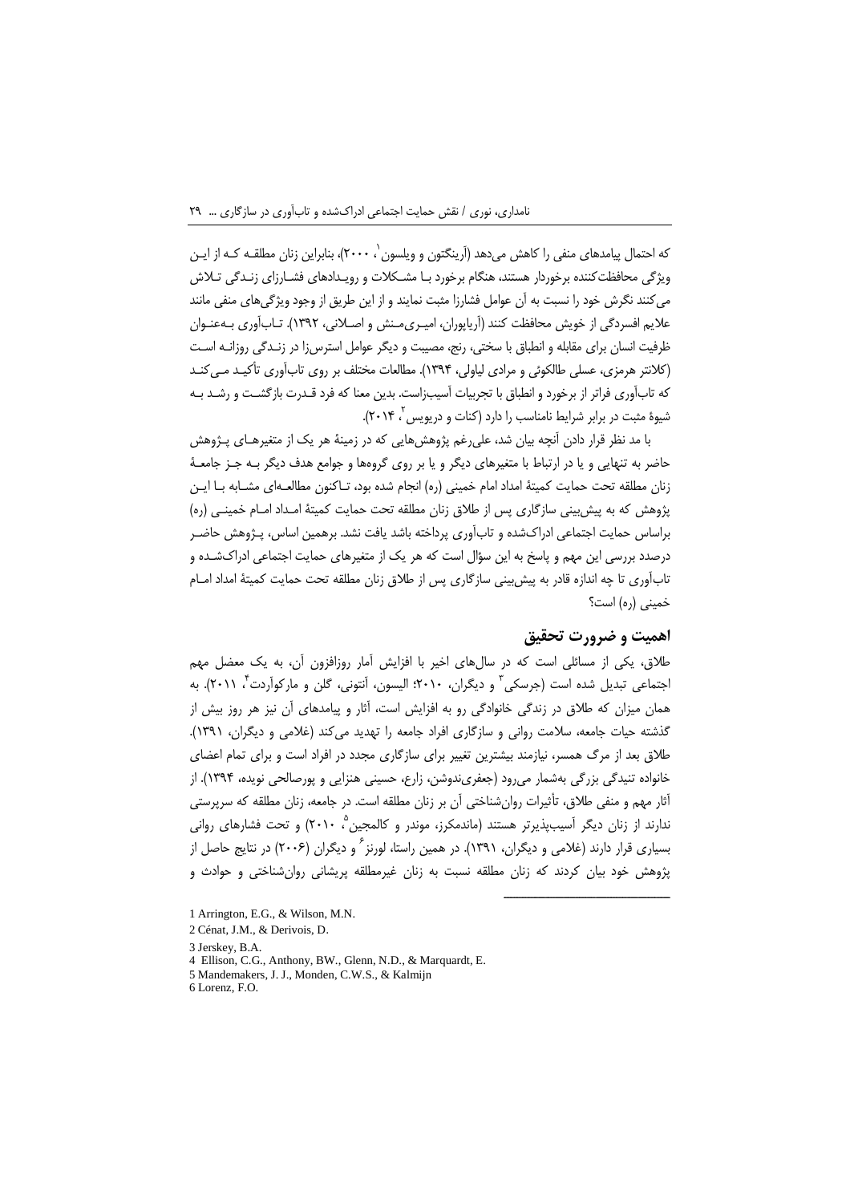که احتمال پیامدهای منفی را کاهش می‌دهد (آرینگتون و ویلسون[1]، ۲۰۰۰)، بنابراین زنان مطلقه که از این ویژگی محافظت‌کننده برخوردار هستند، هنگام برخورد با مشکلات و رویدادهای فشارزای زندگی تلاش می‌کنند نگرش خود را نسبت به آن عوامل فشارزا مثبت نمایند و از این طریق از وجود ویژگی‌های منفی مانند علایم افسردگی از خویش محافظت کنند (آریاپوران، امیری‌منش و اصلانی، ۱۳۹۲). تاب‌آوری به‌عنوان ظرفیت انسان برای مقابله و انطباق با سختی، رنج، مصیبت و دیگر عوامل استرس‌زا در زندگی روزانه است (کلانتر هرمزی، عسلی طالکوئی و مرادی لیاولی، ۱۳۹۴). مطالعات مختلف بر روی تاب‌آوری تأکید می‌کنند که تاب‌آوری فراتر از برخورد و انطباق با تجربیات آسیب‌زاست. بدین معنا که فرد قدرت بازگشت و رشد به شیوهٔ مثبت در برابر شرایط نامناسب را دارد (کنات و دریویس[2]، ۲۰۱۴).

با مد نظر قرار دادن آنچه بیان شد، علی‌رغم پژوهش‌هایی که در زمینهٔ هر یک از متغیرهای پژوهش حاضر به تنهایی و یا در ارتباط با متغیرهای دیگر و یا بر روی گروه‌ها و جوامع هدف دیگر به جز جامعهٔ زنان مطلقه تحت حمایت کمیتهٔ امداد امام خمینی (ره) انجام شده بود، تاکنون مطالعه‌ای مشابه با این پژوهش که به پیش‌بینی سازگاری پس از طلاق زنان مطلقه تحت حمایت کمیتهٔ امداد امام خمینی (ره) براساس حمایت اجتماعی ادراک‌شده و تاب‌آوری پرداخته باشد یافت نشد. برهمین اساس، پژوهش حاضر درصدد بررسی این مهم و پاسخ به این سؤال است که هر یک از متغیرهای حمایت اجتماعی ادراک‌شده و تاب‌آوری تا چه اندازه قادر به پیش‌بینی سازگاری پس از طلاق زنان مطلقه تحت حمایت کمیتهٔ امداد امام خمینی (ره) است؟

## اهمیت و ضرورت تحقیق

طلاق، یکی از مسائلی است که در سال‌های اخیر با افزایش آمار روزافزون آن، به یک معضل مهم اجتماعی تبدیل شده است (جرسکی[3] و دیگران، ۲۰۱۰؛ الیسون، آنتونی، گلن و مارکوآردت[4]، ۲۰۱۱). به همان میزان که طلاق در زندگی خانوادگی رو به افزایش است، آثار و پیامدهای آن نیز هر روز بیش از گذشته حیات جامعه، سلامت روانی و سازگاری افراد جامعه را تهدید می‌کند (غلامی و دیگران، ۱۳۹۱). طلاق بعد از مرگ همسر، نیازمند بیشترین تغییر برای سازگاری مجدد در افراد است و برای تمام اعضای خانواده تنیدگی بزرگی به‌شمار می‌رود (جعفری‌ندوشن، زارع، حسینی هنزایی و پورصالحی نویده، ۱۳۹۴). از آثار مهم و منفی طلاق، تأثیرات روان‌شناختی آن بر زنان مطلقه است. در جامعه، زنان مطلقه که سرپرستی ندارند از زنان دیگر آسیب‌پذیرتر هستند (ماندمکرز، موندر و کالمجین[5]، ۲۰۱۰) و تحت فشارهای روانی بسیاری قرار دارند (غلامی و دیگران، ۱۳۹۱). در همین راستا، لورنز[6] و دیگران (۲۰۰۶) در نتایج حاصل از پژوهش خود بیان کردند که زنان مطلقه نسبت به زنان غیرمطلقه پریشانی روان‌شناختی و حوادث و

---

1 Arrington, E.G., & Wilson, M.N.
2 Cénat, J.M., & Derivois, D.
3 Jerskey, B.A.
4 Ellison, C.G., Anthony, BW., Glenn, N.D., & Marquardt, E.
5 Mandemakers, J. J., Monden, C.W.S., & Kalmijn
6 Lorenz, F.O.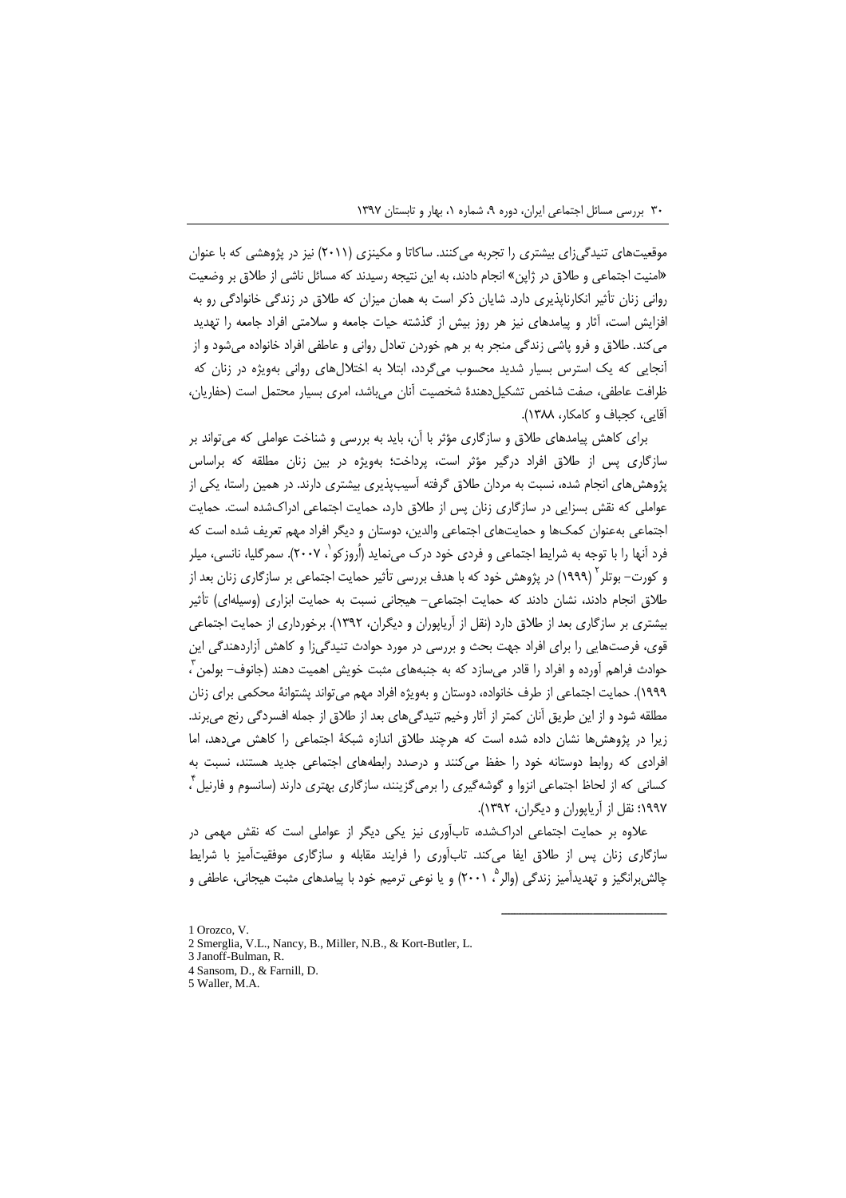موقعیت‌های تنیدگی‌زای بیشتری را تجربه می‌کنند. ساکاتا و مکینزی (۲۰۱۱) نیز در پژوهشی که با عنوان «امنیت اجتماعی و طلاق در ژاپن» انجام دادند، به این نتیجه رسیدند که مسائل ناشی از طلاق بر وضعیت روانی زنان تأثیر انکارناپذیری دارد. شایان ذکر است به همان میزان که طلاق در زندگی خانوادگی رو به افزایش است، آثار و پیامدهای نیز هر روز بیش از گذشته حیات جامعه و سلامتی افراد جامعه را تهدید می‌کند. طلاق و فرو پاشی زندگی منجر به بر هم خوردن تعادل روانی و عاطفی افراد خانواده می‌شود و از آنجایی که یک استرس بسیار شدید محسوب می‌گردد، ابتلا به اختلال‌های روانی به‌ویژه در زنان که ظرافت عاطفی، صفت شاخص تشکیل‌دهندهٔ شخصیت آنان می‌باشد، امری بسیار محتمل است (حفاریان، آقایی، کجباف و کامکار، ۱۳۸۸).

برای کاهش پیامدهای طلاق و سازگاری مؤثر با آن، باید به بررسی و شناخت عواملی که می‌تواند بر سازگاری پس از طلاق افراد درگیر مؤثر است، پرداخت؛ به‌ویژه در بین زنان مطلقه که براساس پژوهش‌های انجام شده، نسبت به مردان طلاق گرفته آسیب‌پذیری بیشتری دارند. در همین راستا، یکی از عواملی که نقش بسزایی در سازگاری زنان پس از طلاق دارد، حمایت اجتماعی ادراک‌شده است. حمایت اجتماعی به‌عنوان کمک‌ها و حمایت‌های اجتماعی والدین، دوستان و دیگر افراد مهم تعریف شده است که فرد آنها را با توجه به شرایط اجتماعی و فردی خود درک می‌نماید (اُروزکو[1]، ۲۰۰۷). سمرگلیا، نانسی، میلر و کورت- بوتلر[2] (۱۹۹۹) در پژوهش خود که با هدف بررسی تأثیر حمایت اجتماعی بر سازگاری زنان بعد از طلاق انجام دادند، نشان دادند که حمایت اجتماعی- هیجانی نسبت به حمایت ابزاری (وسیله‌ای) تأثیر بیشتری بر سازگاری بعد از طلاق دارد (نقل از آریاپوران و دیگران، ۱۳۹۲). برخورداری از حمایت اجتماعی قوی، فرصت‌هایی را برای افراد جهت بحث و بررسی در مورد حوادث تنیدگی‌زا و کاهش آزاردهندگی این حوادث فراهم آورده و افراد را قادر می‌سازد که به جنبه‌های مثبت خویش اهمیت دهند (جانوف- بولمن[3]، ۱۹۹۹). حمایت اجتماعی از طرف خانواده، دوستان و به‌ویژه افراد مهم می‌تواند پشتوانهٔ محکمی برای زنان مطلقه شود و از این طریق آنان کمتر از آثار وخیم تنیدگی‌های بعد از طلاق از جمله افسردگی رنج می‌برند. زیرا در پژوهش‌ها نشان داده شده است که هرچند طلاق اندازه شبکهٔ اجتماعی را کاهش می‌دهد، اما افرادی که روابط دوستانه خود را حفظ می‌کنند و درصدد رابطه‌های اجتماعی جدید هستند، نسبت به کسانی که از لحاظ اجتماعی انزوا و گوشه‌گیری را برمی‌گزینند، سازگاری بهتری دارند (سانسوم و فارنیل[4]، ۱۹۹۷؛ نقل از آریاپوران و دیگران، ۱۳۹۲).

علاوه بر حمایت اجتماعی ادراک‌شده، تاب‌آوری نیز یکی دیگر از عواملی است که نقش مهمی در سازگاری زنان پس از طلاق ایفا می‌کند. تاب‌آوری را فرایند مقابله و سازگاری موفقیت‌آمیز با شرایط چالش‌برانگیز و تهدیدآمیز زندگی (والر[5]، ۲۰۰۱) و یا نوعی ترمیم خود با پیامدهای مثبت هیجانی، عاطفی و

---

1 Orozco, V.
2 Smerglia, V.L., Nancy, B., Miller, N.B., & Kort-Butler, L.
3 Janoff-Bulman, R.
4 Sansom, D., & Farnill, D.
5 Waller, M.A.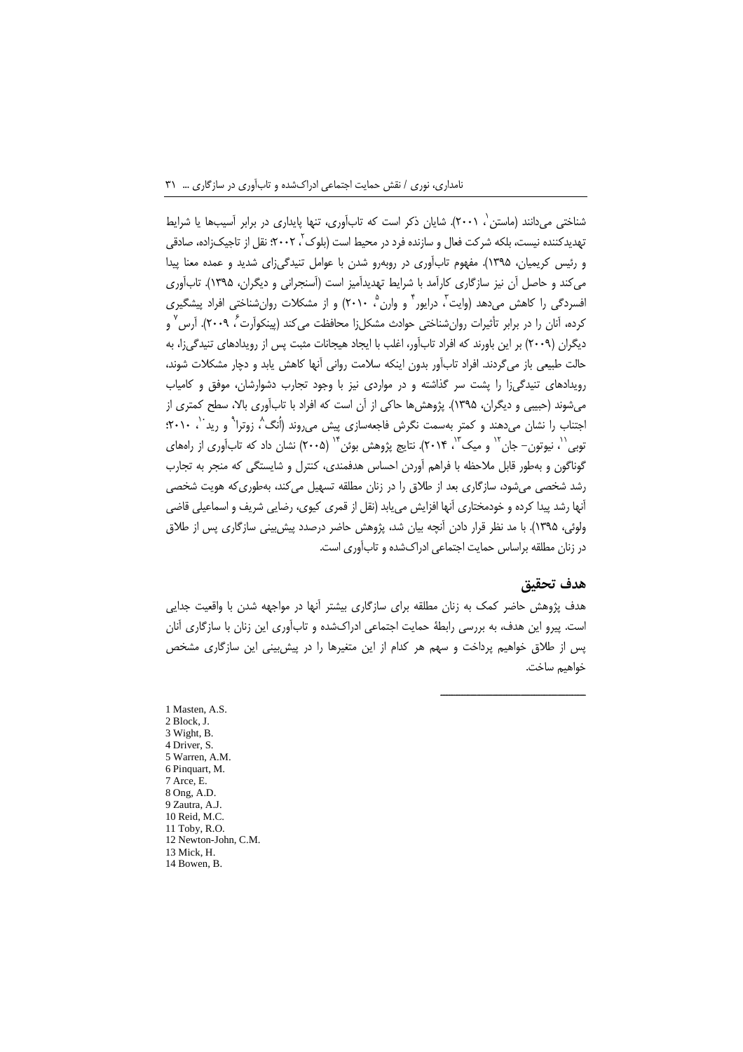شناختی می‌دانند (ماستن[1]، ۲۰۰۱). شایان ذکر است که تاب‌آوری، تنها پایداری در برابر آسیب‌ها یا شرایط تهدیدکننده نیست، بلکه شرکت فعال و سازنده فرد در محیط است (بلوک[2]، ۲۰۰۲؛ نقل از تاجیک‌زاده، صادقی و رئیس کریمیان، ۱۳۹۵). مفهوم تاب‌آوری در روبه‌رو شدن با عوامل تنیدگی‌زای شدید و عمده معنا پیدا می‌کند و حاصل آن نیز سازگاری کارآمد با شرایط تهدیدآمیز است (آسنجرانی و دیگران، ۱۳۹۵). تاب‌آوری افسردگی را کاهش می‌دهد (وایت[3]، درایور[4] و وارن[5]، ۲۰۱۰) و از مشکلات روان‌شناختی افراد پیشگیری کرده، آنان را در برابر تأثیرات روان‌شناختی حوادث مشکل‌زا محافظت می‌کند (پینکوآرت[6]، ۲۰۰۹). آرس[7] و دیگران (۲۰۰۹) بر این باورند که افراد تاب‌آور، اغلب با ایجاد هیجانات مثبت پس از رویدادهای تنیدگی‌زا، به حالت طبیعی باز می‌گردند. افراد تاب‌آور بدون اینکه سلامت روانی آنها کاهش یابد و دچار مشکلات شوند، رویدادهای تنیدگی‌زا را پشت سر گذاشته و در مواردی نیز با وجود تجارب دشوارشان، موفق و کامیاب می‌شوند (حبیبی و دیگران، ۱۳۹۵). پژوهش‌ها حاکی از آن است که افراد با تاب‌آوری بالا، سطح کمتری از اجتناب را نشان می‌دهند و کمتر به‌سمت نگرش فاجعه‌سازی پیش می‌روند (اُنگ[8]، زوترا[9] و رید[10]، ۲۰۱۰؛ توبی[11]، نیوتون- جان[12] و میک[13]، ۲۰۱۴). نتایج پژوهش بوئن[14] (۲۰۰۵) نشان داد که تاب‌آوری از راه‌های گوناگون و به‌طور قابل ملاحظه با فراهم آوردن احساس هدفمندی، کنترل و شایستگی که منجر به تجارب رشد شخصی می‌شود، سازگاری بعد از طلاق را در زنان مطلقه تسهیل می‌کند، به‌طوری‌که هویت شخصی آنها رشد پیدا کرده و خودمختاری آنها افزایش می‌یابد (نقل از قمری کیوی، رضایی شریف و اسماعیلی قاضی ولوئی، ۱۳۹۵). با مد نظر قرار دادن آنچه بیان شد، پژوهش حاضر درصدد پیش‌بینی سازگاری پس از طلاق در زنان مطلقه براساس حمایت اجتماعی ادراک‌شده و تاب‌آوری است.

## هدف تحقیق

هدف پژوهش حاضر کمک به زنان مطلقه برای سازگاری بیشتر آنها در مواجهه شدن با واقعیت جدایی است. پیرو این هدف، به بررسی رابطهٔ حمایت اجتماعی ادراک‌شده و تاب‌آوری این زنان با سازگاری آنان پس از طلاق خواهیم پرداخت و سهم هر کدام از این متغیرها را در پیش‌بینی این سازگاری مشخص خواهیم ساخت.

---

1 Masten, A.S.
2 Block, J.
3 Wight, B.
4 Driver, S.
5 Warren, A.M.
6 Pinquart, M.
7 Arce, E.
8 Ong, A.D.
9 Zautra, A.J.
10 Reid, M.C.
11 Toby, R.O.
12 Newton-John, C.M.
13 Mick, H.
14 Bowen, B.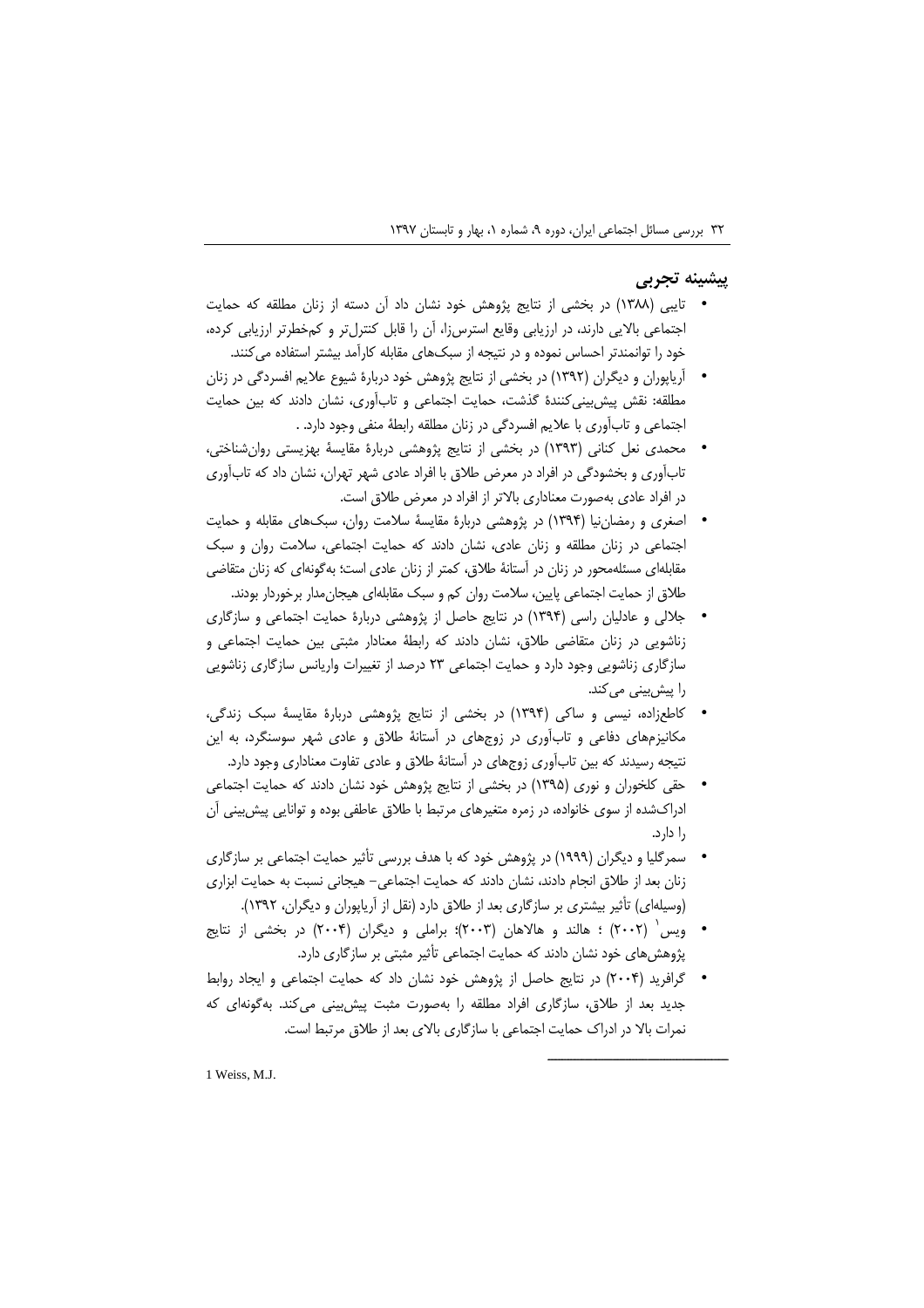## پیشینه تجربی

- تایبی (۱۳۸۸) در بخشی از نتایج پژوهش خود نشان داد آن دسته از زنان مطلقه که حمایت اجتماعی بالایی دارند، در ارزیابی وقایع استرس‌زا، آن را قابل کنترل‌تر و کم‌خطرتر ارزیابی کرده، خود را توانمندتر احساس نموده و در نتیجه از سبک‌های مقابله کارآمد بیشتر استفاده می‌کنند.
- آریاپوران و دیگران (۱۳۹۲) در بخشی از نتایج پژوهش خود دربارهٔ شیوع علایم افسردگی در زنان مطلقه: نقش پیش‌بینی‌کنندهٔ گذشت، حمایت اجتماعی و تاب‌آوری، نشان دادند که بین حمایت اجتماعی و تاب‌آوری با علایم افسردگی در زنان مطلقه رابطهٔ منفی وجود دارد. .
- محمدی نعل کنانی (۱۳۹۳) در بخشی از نتایج پژوهشی دربارهٔ مقایسهٔ بهزیستی روان‌شناختی، تاب‌آوری و بخشودگی در افراد در معرض طلاق با افراد عادی شهر تهران، نشان داد که تاب‌آوری در افراد عادی به‌صورت معناداری بالاتر از افراد در معرض طلاق است.
- اصغری و رمضان‌نیا (۱۳۹۴) در پژوهشی دربارهٔ مقایسهٔ سلامت روان، سبک‌های مقابله و حمایت اجتماعی در زنان مطلقه و زنان عادی، نشان دادند که حمایت اجتماعی، سلامت روان و سبک مقابله‌ای مسئله‌محور در زنان در آستانهٔ طلاق، کمتر از زنان عادی است؛ به‌گونه‌ای که زنان متقاضی طلاق از حمایت اجتماعی پایین، سلامت روان کم و سبک مقابله‌ای هیجان‌مدار برخوردار بودند.
- جلالی و عادلیان راسی (۱۳۹۴) در نتایج حاصل از پژوهشی دربارهٔ حمایت اجتماعی و سازگاری زناشویی در زنان متقاضی طلاق، نشان دادند که رابطهٔ معنادار مثبتی بین حمایت اجتماعی و سازگاری زناشویی وجود دارد و حمایت اجتماعی ۲۳ درصد از تغییرات واریانس سازگاری زناشویی را پیش‌بینی می‌کند.
- کاطع‌زاده، نیسی و ساکی (۱۳۹۴) در بخشی از نتایج پژوهشی دربارهٔ مقایسهٔ سبک زندگی، مکانیزم‌های دفاعی و تاب‌آوری در زوج‌های در آستانهٔ طلاق و عادی شهر سوسنگرد، به این نتیجه رسیدند که بین تاب‌آوری زوج‌های در آستانهٔ طلاق و عادی تفاوت معناداری وجود دارد.
- حقی کلخوران و نوری (۱۳۹۵) در بخشی از نتایج پژوهش خود نشان دادند که حمایت اجتماعی ادراک‌شده از سوی خانواده، در زمره متغیرهای مرتبط با طلاق عاطفی بوده و توانایی پیش‌بینی آن را دارد.
- سمرگلیا و دیگران (۱۹۹۹) در پژوهش خود که با هدف بررسی تأثیر حمایت اجتماعی بر سازگاری زنان بعد از طلاق انجام دادند، نشان دادند که حمایت اجتماعی- هیجانی نسبت به حمایت ابزاری (وسیله‌ای) تأثیر بیشتری بر سازگاری بعد از طلاق دارد (نقل از آریاپوران و دیگران، ۱۳۹۲).
- ویس[1] (۲۰۰۲) ؛ هالند و هالاهان (۲۰۰۳)؛ براملی و دیگران (۲۰۰۴) در بخشی از نتایج پژوهش‌های خود نشان دادند که حمایت اجتماعی تأثیر مثبتی بر سازگاری دارد.
- گرافرید (۲۰۰۴) در نتایج حاصل از پژوهش خود نشان داد که حمایت اجتماعی و ایجاد روابط جدید بعد از طلاق، سازگاری افراد مطلقه را به‌صورت مثبت پیش‌بینی می‌کند. به‌گونه‌ای که نمرات بالا در ادراک حمایت اجتماعی با سازگاری بالای بعد از طلاق مرتبط است.

---

1 Weiss, M.J.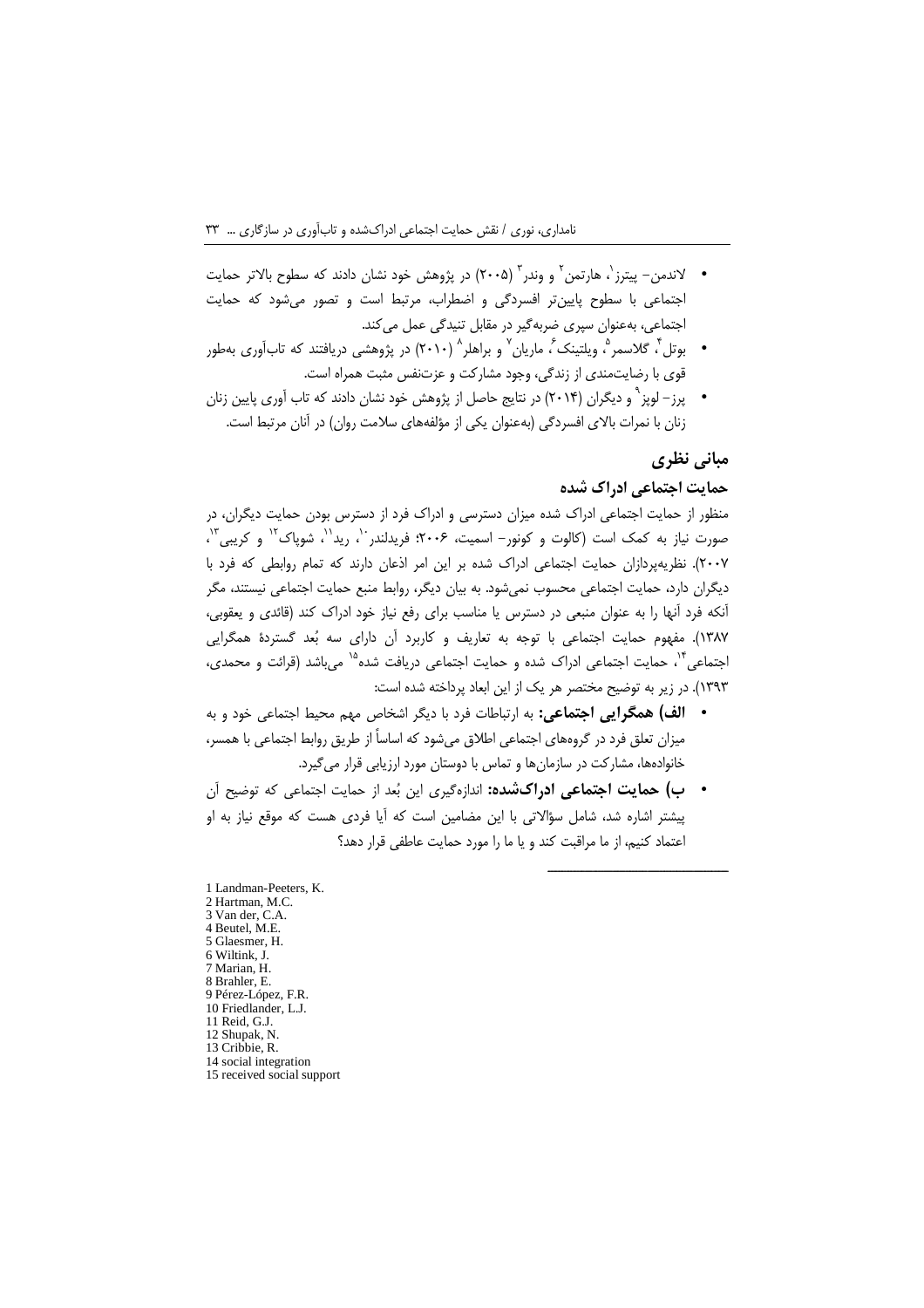- لاندمن– پیترز[۱]، هارتمن[۲] و وندر[۳] (۲۰۰۵) در پژوهش خود نشان دادند که سطوح بالاتر حمایت اجتماعی با سطوح پایین‌تر افسردگی و اضطراب، مرتبط است و تصور می‌شود که حمایت اجتماعی، به‌عنوان سپری ضربه‌گیر در مقابل تنیدگی عمل می‌کند.
- بوتل[۴]، گلاسمر[۵]، ویلتینک[۶]، ماریان[۷] و براهلر[۸] (۲۰۱۰) در پژوهشی دریافتند که تاب‌آوری به‌طور قوی با رضایت‌مندی از زندگی، وجود مشارکت و عزت‌نفس مثبت همراه است.
- پرز– لوپز[۹] و دیگران (۲۰۱۴) در نتایج حاصل از پژوهش خود نشان دادند که تاب آوری پایین زنان زنان با نمرات بالای افسردگی (به‌عنوان یکی از مؤلفه‌های سلامت روان) در آنان مرتبط است.

## مبانی نظری

### حمایت اجتماعی ادراک شده

منظور از حمایت اجتماعی ادراک شده میزان دسترسی و ادراک فرد از دسترس بودن حمایت دیگران، در صورت نیاز به کمک است (کالوت و کونور– اسمیت، ۲۰۰۶؛ فریدلندر[۱۰]، رید[۱۱]، شوپاک[۱۲] و کریبی[۱۳]، ۲۰۰۷). نظریه‌پردازان حمایت اجتماعی ادراک شده بر این امر اذعان دارند که تمام روابطی که فرد با دیگران دارد، حمایت اجتماعی محسوب نمی‌شود. به بیان دیگر، روابط منبع حمایت اجتماعی نیستند، مگر آنکه فرد آنها را به عنوان منبعی در دسترس یا مناسب برای رفع نیاز خود ادراک کند (قائدی و یعقوبی، ۱۳۸۷). مفهوم حمایت اجتماعی با توجه به تعاریف و کاربرد آن دارای سه بُعد گستردهٔ همگرایی اجتماعی[۱۴]، حمایت اجتماعی ادراک شده و حمایت اجتماعی دریافت شده[۱۵] می‌باشد (قرائت و محمدی، ۱۳۹۳). در زیر به توضیح مختصر هر یک از این ابعاد پرداخته شده است:

- **الف) همگرایی اجتماعی:** به ارتباطات فرد با دیگر اشخاص مهم محیط اجتماعی خود و به میزان تعلق فرد در گروه‌های اجتماعی اطلاق می‌شود که اساساً از طریق روابط اجتماعی با همسر، خانواده‌ها، مشارکت در سازمان‌ها و تماس با دوستان مورد ارزیابی قرار می‌گیرد.
- **ب) حمایت اجتماعی ادراک‌شده:** اندازه‌گیری این بُعد از حمایت اجتماعی که توضیح آن پیشتر اشاره شد، شامل سؤالاتی با این مضامین است که آیا فردی هست که موقع نیاز به او اعتماد کنیم، از ما مراقبت کند و یا ما را مورد حمایت عاطفی قرار دهد؟

---

1 Landman-Peeters, K.
2 Hartman, M.C.
3 Van der, C.A.
4 Beutel, M.E.
5 Glaesmer, H.
6 Wiltink, J.
7 Marian, H.
8 Brahler, E.
9 Pérez-López, F.R.
10 Friedlander, L.J.
11 Reid, G.J.
12 Shupak, N.
13 Cribbie, R.
14 social integration
15 received social support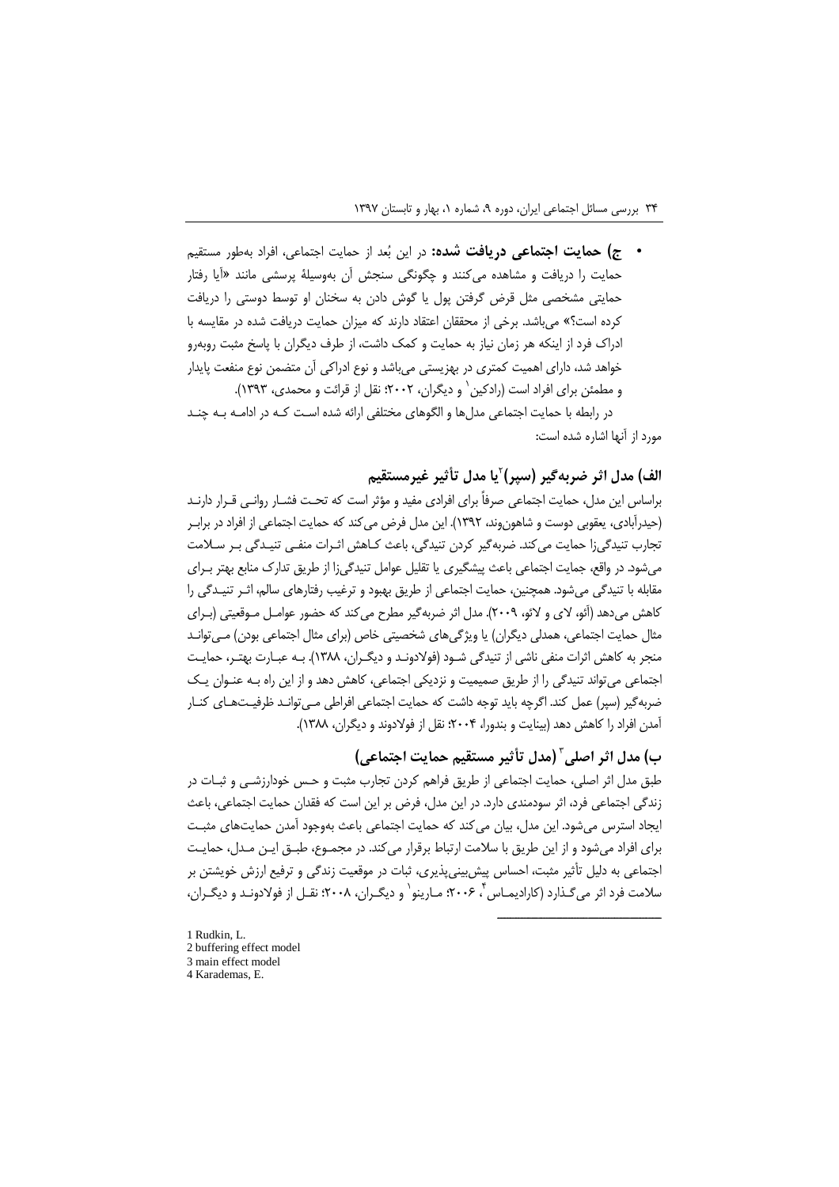- **ج) حمایت اجتماعی دریافت شده:** در این بُعد از حمایت اجتماعی، افراد به‌طور مستقیم حمایت را دریافت و مشاهده می‌کنند و چگونگی سنجش آن به‌وسیلهٔ پرسشی مانند «آیا رفتار حمایتی مشخصی مثل قرض گرفتن پول یا گوش دادن به سخنان او توسط دوستی را دریافت کرده است؟» می‌باشد. برخی از محققان اعتقاد دارند که میزان حمایت دریافت شده در مقایسه با ادراک فرد از اینکه هر زمان نیاز به حمایت و کمک داشت، از طرف دیگران با پاسخ مثبت روبه‌رو خواهد شد، دارای اهمیت کمتری در بهزیستی می‌باشد و نوع ادراکی آن متضمن نوع منفعت پایدار و مطمئن برای افراد است (رادکین[1] و دیگران، ۲۰۰۲؛ نقل از قرائت و محمدی، ۱۳۹۳).

در رابطه با حمایت اجتماعی مدل‌ها و الگوهای مختلفی ارائه شده است کـه در ادامـه بـه چنـد مورد از آنها اشاره شده است:

### الف) مدل اثر ضربه‌گیر (سپر)[2]یا مدل تأثیر غیرمستقیم

براساس این مدل، حمایت اجتماعی صرفاً برای افرادی مفید و مؤثر است که تحـت فشـار روانـی قـرار دارنـد (حیدرآبادی، یعقوبی دوست و شاهون‌وند، ۱۳۹۲). این مدل فرض می‌کند که حمایت اجتماعی از افراد در برابـر تجارب تنیدگی‌زا حمایت می‌کند. ضربه‌گیر کردن تنیدگی، باعث کـاهش اثـرات منفـی تنیـدگی بـر سـلامت می‌شود. در واقع، حمایت اجتماعی باعث پیشگیری یا تقلیل عوامل تنیدگی‌زا از طریق تدارک منابع بهتر بـرای مقابله با تنیدگی می‌شود. همچنین، حمایت اجتماعی از طریق بهبود و ترغیب رفتارهای سالم، اثـر تنیـدگی را کاهش می‌دهد (آئو، لای و لائو، ۲۰۰۹). مدل اثر ضربه‌گیر مطرح می‌کند که حضور عوامـل مـوقعیتی (بـرای مثال حمایت اجتماعی، همدلی دیگران) یا ویژگی‌های شخصیتی خاص (برای مثال اجتماعی بودن) مـی‌توانـد منجر به کاهش اثرات منفی ناشی از تنیدگی شـود (فولادونـد و دیگـران، ۱۳۸۸). بـه عبـارت بهتـر، حمایـت اجتماعی می‌تواند تنیدگی را از طریق صمیمیت و نزدیکی اجتماعی، کاهش دهد و از این راه بـه عنـوان یـک ضربه‌گیر (سپر) عمل کند. اگرچه باید توجه داشت که حمایت اجتماعی افراطی مـی‌توانـد ظرفیـت‌هـای کنـار آمدن افراد را کاهش دهد (بیناپت و بندورا، ۲۰۰۴؛ نقل از فولادوند و دیگران، ۱۳۸۸).

### ب) مدل اثر اصلی[3] (مدل تأثیر مستقیم حمایت اجتماعی)

طبق مدل اثر اصلی، حمایت اجتماعی از طریق فراهم کردن تجارب مثبت و حـس خودارزشـی و ثبـات در زندگی اجتماعی فرد، اثر سودمندی دارد. در این مدل، فرض بر این است که فقدان حمایت اجتماعی، باعث ایجاد استرس می‌شود. این مدل، بیان می‌کند که حمایت اجتماعی باعث به‌وجود آمدن حمایت‌های مثبـت برای افراد می‌شود و از این طریق با سلامت ارتباط برقرار می‌کند. در مجمـوع، طبـق ایـن مـدل، حمایـت اجتماعی به دلیل تأثیر مثبت، احساس پیش‌بینی‌پذیری، ثبات در موقعیت زندگی و ترفیع ارزش خویشتن بر سلامت فرد اثر می‌گـذارد (کارادیمـاس[4]، ۲۰۰۶؛ مـارینو[1] و دیگـران، ۲۰۰۸؛ نقـل از فولادونـد و دیگـران،

---

1 Rudkin, L.
2 buffering effect model
3 main effect model
4 Karademas, E.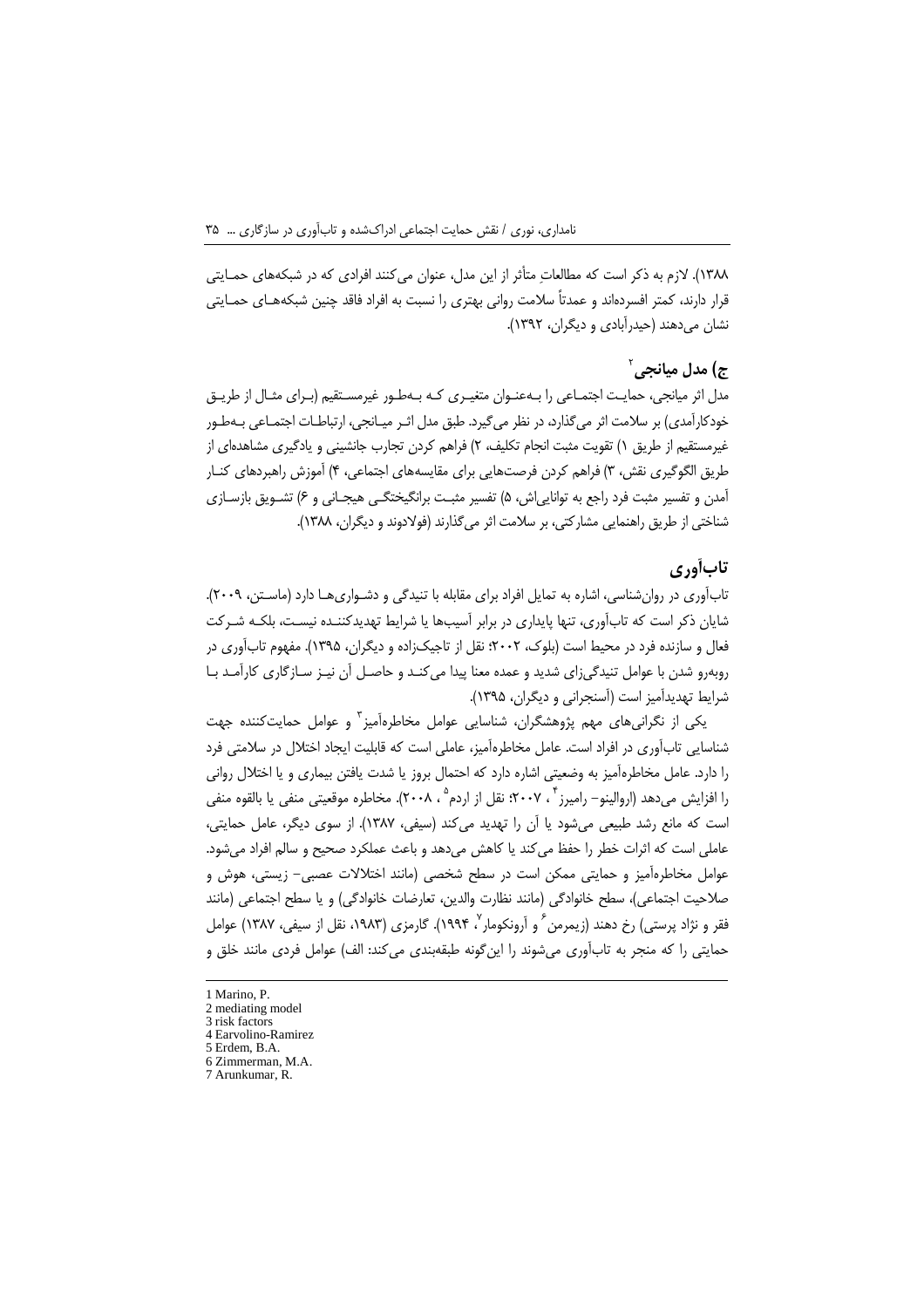۱۳۸۸). لازم به ذکر است که مطالعاتِ متأثر از این مدل، عنوان می‌کنند افرادی که در شبکه‌های حمایتی قرار دارند، کمتر افسرده‌اند و عمدتاً سلامت روانی بهتری را نسبت به افراد فاقد چنین شبکه‌های حمایتی نشان می‌دهند (حیدرآبادی و دیگران، ۱۳۹۲).

### ج) مدل میانجی[2]

مدل اثر میانجی، حمایت اجتماعی را به‌عنوان متغیری که به‌طور غیرمستقیم (برای مثال از طریق خودکارآمدی) بر سلامت اثر می‌گذارد، در نظر می‌گیرد. طبق مدل اثر میانجی، ارتباطات اجتماعی به‌طور غیرمستقیم از طریق ۱) تقویت مثبت انجام تکلیف، ۲) فراهم کردن تجارب جانشینی و یادگیری مشاهده‌ای از طریق الگوگیری نقش، ۳) فراهم کردن فرصت‌هایی برای مقایسه‌های اجتماعی، ۴) آموزش راهبردهای کنار آمدن و تفسیر مثبت فرد راجع به توانایی‌اش، ۵) تفسیر مثبت برانگیختگی هیجانی و ۶) تشویق بازسازی شناختی از طریق راهنمایی مشارکتی، بر سلامت اثر می‌گذارند (فولادوند و دیگران، ۱۳۸۸).

## تاب‌آوری

تاب‌آوری در روان‌شناسی، اشاره به تمایل افراد برای مقابله با تنیدگی و دشواری‌ها دارد (ماستن، ۲۰۰۹). شایان ذکر است که تاب‌آوری، تنها پایداری در برابر آسیب‌ها یا شرایط تهدیدکننده نیست، بلکه شرکت فعال و سازنده فرد در محیط است (بلوک، ۲۰۰۲؛ نقل از تاجیک‌زاده و دیگران، ۱۳۹۵). مفهوم تاب‌آوری در روبه‌رو شدن با عوامل تنیدگی‌زای شدید و عمده معنا پیدا می‌کند و حاصل آن نیز سازگاری کارآمد با شرایط تهدیدآمیز است (آسنجرانی و دیگران، ۱۳۹۵).

یکی از نگرانی‌های مهم پژوهشگران، شناسایی عوامل مخاطره‌آمیز[3] و عوامل حمایت‌کننده جهت شناسایی تاب‌آوری در افراد است. عامل مخاطره‌آمیز، عاملی است که قابلیت ایجاد اختلال در سلامتی فرد را دارد. عامل مخاطره‌آمیز به وضعیتی اشاره دارد که احتمال بروز یا شدت یافتن بیماری و یا اختلال روانی را افزایش می‌دهد (اروالینو- رامیز[4]، ۲۰۰۷؛ نقل از اردم[5]، ۲۰۰۸). مخاطره موقعیتی منفی یا بالقوه منفی است که مانع رشد طبیعی می‌شود یا آن را تهدید می‌کند (سیفی، ۱۳۸۷). از سوی دیگر، عامل حمایتی، عاملی است که اثرات خطر را حفظ می‌کند یا کاهش می‌دهد و باعث عملکرد صحیح و سالم افراد می‌شود. عوامل مخاطره‌آمیز و حمایتی ممکن است در سطح شخصی (مانند اختلالات عصبی- زیستی، هوش و صلاحیت اجتماعی)، سطح خانوادگی (مانند نظارت والدین، تعارضات خانوادگی) و یا سطح اجتماعی (مانند فقر و نژاد پرستی) رخ دهند (زیمرمن[6] و آرونکومار[7]، ۱۹۹۴). گارمزی (۱۹۸۳، نقل از سیفی، ۱۳۸۷) عوامل حمایتی را که منجر به تاب‌آوری می‌شوند را این‌گونه طبقه‌بندی می‌کند: الف) عوامل فردی مانند خلق و

---

1 Marino, P.
2 mediating model
3 risk factors
4 Earvolino-Ramirez
5 Erdem, B.A.
6 Zimmerman, M.A.
7 Arunkumar, R.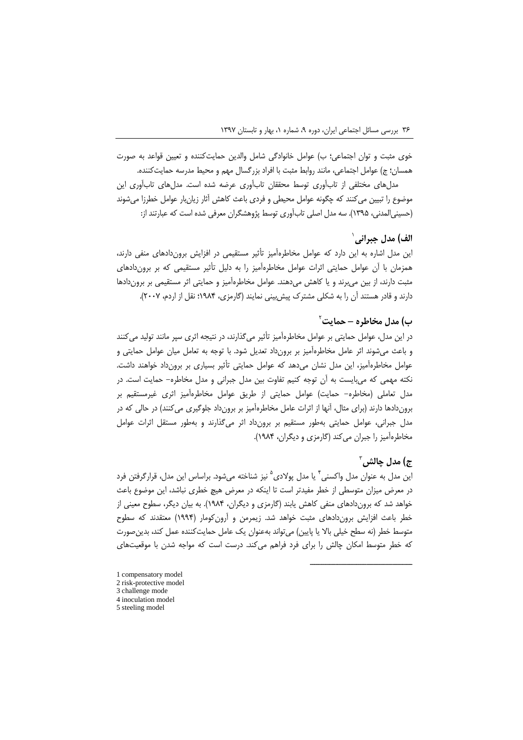خوی مثبت و توان اجتماعی؛ ب) عوامل خانوادگی شامل والدین حمایت‌کننده و تعیین قواعد به صورت همسان؛ ج) عوامل اجتماعی، مانند روابط مثبت با افراد بزرگسال مهم و محیط مدرسه حمایت‌کننده.

مدل‌های مختلفی از تاب‌آوری توسط محققان تاب‌آوری عرضه شده است. مدل‌های تاب‌آوری این موضوع را تبیین می‌کنند که چگونه عوامل محیطی و فردی باعث کاهش آثار زیان‌بار عوامل خطرزا می‌شوند (حسینی‌المدنی، ۱۳۹۵). سه مدل اصلی تاب‌آوری توسط پژوهشگران معرفی شده است که عبارتند از:

### الف) مدل جبرانی[1]

این مدل اشاره به این دارد که عوامل مخاطره‌آمیز تأثیر مستقیمی در افزایش برون‌دادهای منفی دارند، همزمان با آن عوامل حمایتی اثرات عوامل مخاطره‌آمیز را به دلیل تأثیر مستقیمی که بر برون‌دادهای مثبت دارند، از بین می‌برند و یا کاهش می‌دهند. عوامل مخاطره‌آمیز و حمایتی اثر مستقیمی بر برون‌دادها دارند و قادر هستند آن را به شکلی مشترک پیش‌بینی نمایند (گارمزی، ۱۹۸۴؛ نقل از اردم، ۲۰۰۷).

### ب) مدل مخاطره – حمایت[2]

در این مدل، عوامل حمایتی بر عوامل مخاطره‌آمیز تأثیر می‌گذارند، در نتیجه اثری سپر مانند تولید می‌کنند و باعث می‌شوند اثر عامل مخاطره‌آمیز بر برون‌داد تعدیل شود. با توجه به تعامل میان عوامل حمایتی و عوامل مخاطره‌آمیز، این مدل نشان می‌دهد که عوامل حمایتی تأثیر بسیاری بر برون‌داد خواهند داشت. نکته مهمی که می‌بایست به آن توجه کنیم تفاوت بین مدل جبرانی و مدل مخاطره– حمایت است. در مدل تعاملی (مخاطره– حمایت) عوامل حمایتی از طریق عوامل مخاطره‌آمیز اثری غیرمستقیم بر برون‌دادها دارند (برای مثال، آنها از اثرات عامل مخاطره‌آمیز بر برون‌داد جلوگیری می‌کنند) در حالی که در مدل جبرانی، عوامل حمایتی به‌طور مستقیم بر برون‌داد اثر می‌گذارند و به‌طور مستقل اثرات عوامل مخاطره‌آمیز را جبران می‌کند (گارمزی و دیگران، ۱۹۸۴).

### ج) مدل چالش[3]

این مدل به عنوان مدل واکسنی[4] یا مدل پولادی[5] نیز شناخته می‌شود. براساس این مدل، قرارگرفتن فرد در معرض میزان متوسطی از خطر مفیدتر است تا اینکه در معرض هیچ خطری نباشد، این موضوع باعث خواهد شد که برون‌دادهای منفی کاهش یابند (گارمزی و دیگران، ۱۹۸۴). به بیان دیگر، سطوح معینی از خطر باعث افزایش برون‌دادهای مثبت خواهد شد. زیمرمن و آرون‌کومار (۱۹۹۴) معتقدند که سطوح متوسط خطر (نه سطح خیلی بالا یا پایین) می‌تواند به‌عنوان یک عامل حمایت‌کننده عمل کند، بدین‌صورت که خطر متوسط امکان چالش را برای فرد فراهم می‌کند. درست است که مواجه شدن با موقعیت‌های

---

1 compensatory model
2 risk-protective model
3 challenge mode
4 inoculation model
5 steeling model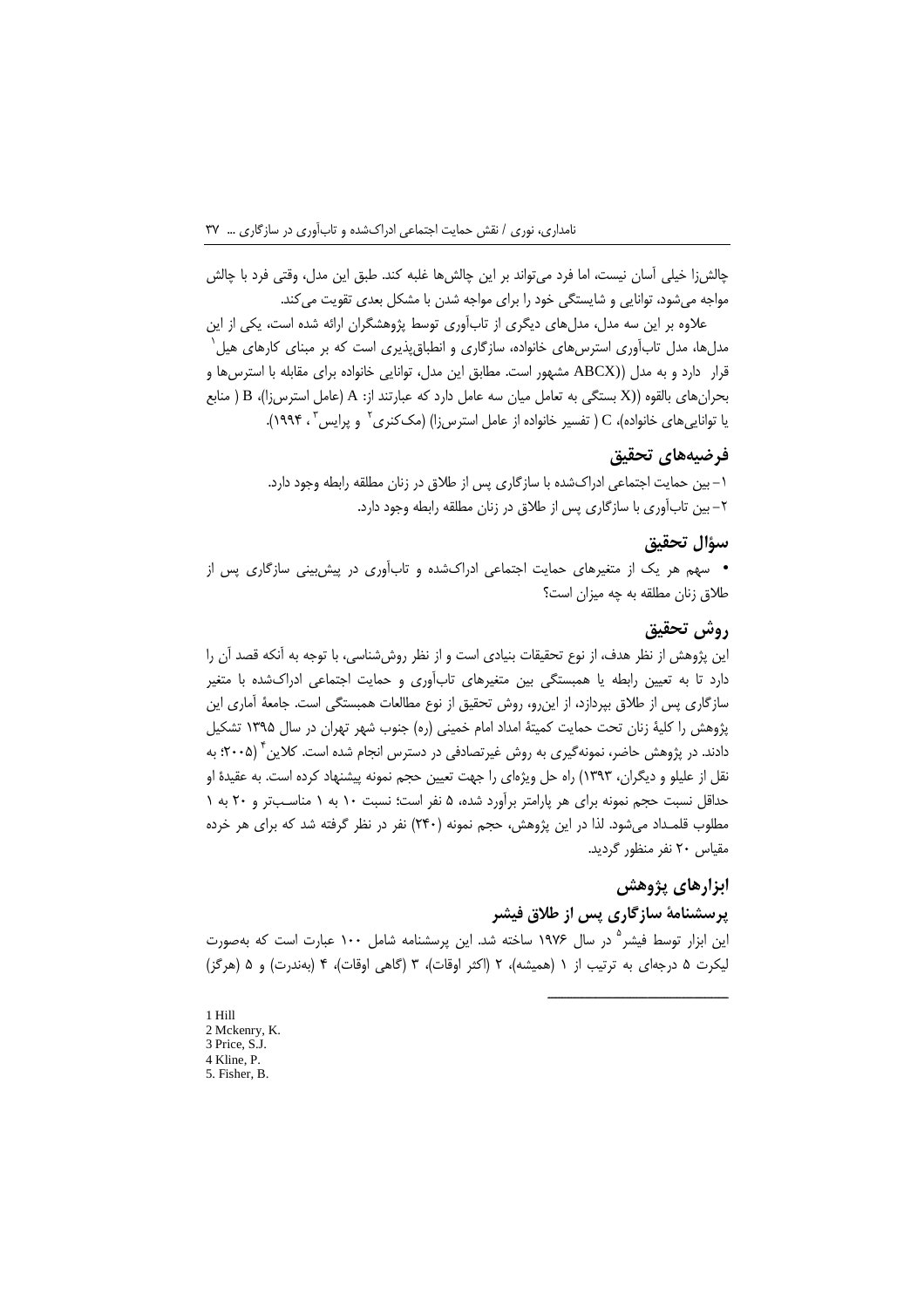چالش‌زا خیلی آسان نیست، اما فرد می‌تواند بر این چالش‌ها غلبه کند. طبق این مدل، وقتی فرد با چالش مواجه می‌شود، توانایی و شایستگی خود را برای مواجه شدن با مشکل بعدی تقویت می‌کند.

علاوه بر این سه مدل، مدل‌های دیگری از تاب‌آوری توسط پژوهشگران ارائه شده است، یکی از این مدل‌ها، مدل تاب‌آوری استرس‌های خانواده، سازگاری و انطباق‌پذیری است که بر مبنای کارهای هیل[1] قرار دارد و به مدل (ABCX) مشهور است. مطابق این مدل، توانایی خانواده برای مقابله با استرس‌ها و بحران‌های بالقوه (X) بستگی به تعامل میان سه عامل دارد که عبارتند از: A (عامل استرس‌زا)، B (منابع یا توانایی‌های خانواده)، C (تفسیر خانواده از عامل استرس‌زا) (مک‌کنری[2] و پرایس[3]، ۱۹۹۴).

## فرضیه‌های تحقیق

۱- بین حمایت اجتماعی ادراک‌شده با سازگاری پس از طلاق در زنان مطلقه رابطه وجود دارد.

۲- بین تاب‌آوری با سازگاری پس از طلاق در زنان مطلقه رابطه وجود دارد.

## سؤال تحقیق

- سهم هر یک از متغیرهای حمایت اجتماعی ادراک‌شده و تاب‌آوری در پیش‌بینی سازگاری پس از طلاق زنان مطلقه به چه میزان است؟

## روش تحقیق

این پژوهش از نظر هدف، از نوع تحقیقات بنیادی است و از نظر روش‌شناسی، با توجه به آنکه قصد آن را دارد تا به تعیین رابطه یا همبستگی بین متغیرهای تاب‌آوری و حمایت اجتماعی ادراک‌شده با متغیر سازگاری پس از طلاق بپردازد، از این‌رو، روش تحقیق از نوع مطالعات همبستگی است. جامعهٔ آماری این پژوهش را کلیهٔ زنان تحت حمایت کمیتهٔ امداد امام خمینی (ره) جنوب شهر تهران در سال ۱۳۹۵ تشکیل دادند. در پژوهش حاضر، نمونه‌گیری به روش غیرتصادفی در دسترس انجام شده است. کلاین[4] (۲۰۰۵؛ به نقل از علیلو و دیگران، ۱۳۹۳) راه حل ویژه‌ای را جهت تعیین حجم نمونه پیشنهاد کرده است. به عقیدهٔ او حداقل نسبت حجم نمونه برای هر پارامتر برآورد شده، ۵ نفر است؛ نسبت ۱۰ به ۱ مناسب‌تر و ۲۰ به ۱ مطلوب قلمداد می‌شود. لذا در این پژوهش، حجم نمونه (۲۴۰) نفر در نظر گرفته شد که برای هر خرده مقیاس ۲۰ نفر منظور گردید.

## ابزارهای پژوهش

### پرسشنامهٔ سازگاری پس از طلاق فیشر

این ابزار توسط فیشر[5] در سال ۱۹۷۶ ساخته شد. این پرسشنامه شامل ۱۰۰ عبارت است که به‌صورت لیکرت ۵ درجه‌ای به ترتیب از ۱ (همیشه)، ۲ (اکثر اوقات)، ۳ (گاهی اوقات)، ۴ (به‌ندرت) و ۵ (هرگز)

---

1 Hill
2 Mckenry, K.
3 Price, S.J.
4 Kline, P.
5. Fisher, B.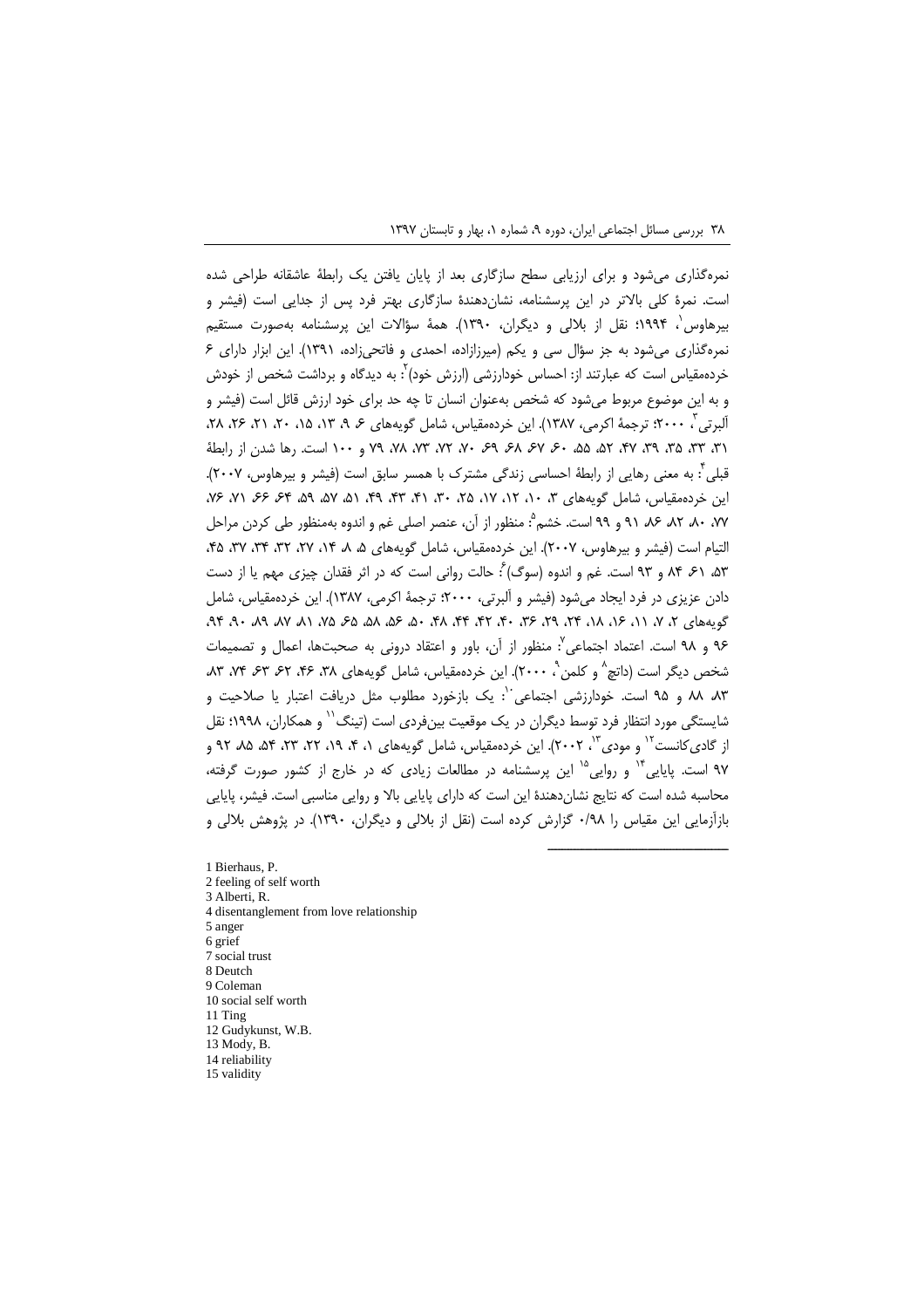نمره‌گذاری می‌شود و برای ارزیابی سطح سازگاری بعد از پایان یافتن یک رابطهٔ عاشقانه طراحی شده است. نمرهٔ کلی بالاتر در این پرسشنامه، نشان‌دهندهٔ سازگاری بهتر فرد پس از جدایی است (فیشر و بیرهاوس[1]، ۱۹۹۴؛ نقل از بلالی و دیگران، ۱۳۹۰). همهٔ سؤالات این پرسشنامه به‌صورت مستقیم نمره‌گذاری می‌شود به جز سؤال سی و یکم (میرزازاده، احمدی و فاتحی‌زاده، ۱۳۹۱). این ابزار دارای ۶ خرده‌مقیاس است که عبارتند از: احساس خودارزشی (ارزش خود)[2]: به دیدگاه و برداشت شخص از خودش و به این موضوع مربوط می‌شود که شخص به‌عنوان انسان تا چه حد برای خود ارزش قائل است (فیشر و آلبرتی[3]، ۲۰۰۰؛ ترجمهٔ اکرمی، ۱۳۸۷). این خرده‌مقیاس، شامل گویه‌های ۶، ۹، ۱۳، ۱۵، ۲۰، ۲۱، ۲۶، ۲۸، ۳۱، ۳۳، ۳۵، ۳۹، ۴۷، ۵۲، ۵۵، ۶۰، ۶۷، ۶۸، ۶۹، ۷۰، ۷۲، ۷۳، ۷۸، ۷۹ و ۱۰۰ است. رها شدن از رابطهٔ قبلی[4]: به معنی رهایی از رابطهٔ احساسی زندگی مشترک با همسر سابق است (فیشر و بیرهاوس، ۲۰۰۷). این خرده‌مقیاس، شامل گویه‌های ۳، ۱۰، ۱۲، ۱۷، ۲۵، ۳۰، ۴۱، ۴۳، ۴۹، ۵۱، ۵۷، ۵۹، ۶۴، ۶۶، ۷۱، ۷۶، ۷۷، ۸۰، ۸۲، ۸۶، ۹۱ و ۹۹ است. خشم[5]: منظور از آن، عنصر اصلی غم و اندوه به‌منظور طی کردن مراحل التیام است (فیشر و بیرهاوس، ۲۰۰۷). این خرده‌مقیاس، شامل گویه‌های ۵، ۸، ۱۴، ۲۷، ۳۲، ۳۴، ۳۷، ۴۵، ۵۳، ۶۱، ۸۴ و ۹۳ است. غم و اندوه (سوگ)[6]: حالت روانی است که در اثر فقدان چیزی مهم یا از دست دادن عزیزی در فرد ایجاد می‌شود (فیشر و آلبرتی، ۲۰۰۰؛ ترجمهٔ اکرمی، ۱۳۸۷). این خرده‌مقیاس، شامل گویه‌های ۲، ۷، ۱۱، ۱۶، ۱۸، ۲۴، ۲۹، ۳۶، ۴۰، ۴۲، ۴۴، ۴۸، ۵۰، ۵۶، ۵۸، ۶۵، ۷۵، ۸۱، ۸۷، ۸۹، ۹۰، ۹۴، ۹۶ و ۹۸ است. اعتماد اجتماعی[7]: منظور از آن، باور و اعتقاد درونی به صحبت‌ها، اعمال و تصمیمات شخص دیگر است (داتچ[8] و کلمن[9]، ۲۰۰۰). این خرده‌مقیاس، شامل گویه‌های ۳۸، ۴۶، ۶۲، ۶۳، ۷۴، ۸۳، ۸۳، ۸۸ و ۹۵ است. خودارزشی اجتماعی[10]: یک بازخورد مطلوب مثل دریافت اعتبار یا صلاحیت و شایستگی مورد انتظار فرد توسط دیگران در یک موقعیت بین‌فردی است (تینگ[11] و همکاران، ۱۹۹۸؛ نقل از گادی‌کانست[12] و مودی[13]، ۲۰۰۲). این خرده‌مقیاس، شامل گویه‌های ۱، ۴، ۱۹، ۲۲، ۲۳، ۵۴، ۸۵، ۹۲ و ۹۷ است. پایایی[14] و روایی[15] این پرسشنامه در مطالعات زیادی که در خارج از کشور صورت گرفته، محاسبه شده است که نتایج نشان‌دهندهٔ این است که دارای پایایی بالا و روایی مناسبی است. فیشر، پایایی بازآزمایی این مقیاس را ۰/۹۸ گزارش کرده است (نقل از بلالی و دیگران، ۱۳۹۰). در پژوهش بلالی و

---

1 Bierhaus, P.
2 feeling of self worth
3 Alberti, R.
4 disentanglement from love relationship
5 anger
6 grief
7 social trust
8 Deutch
9 Coleman
10 social self worth
11 Ting
12 Gudykunst, W.B.
13 Mody, B.
14 reliability
15 validity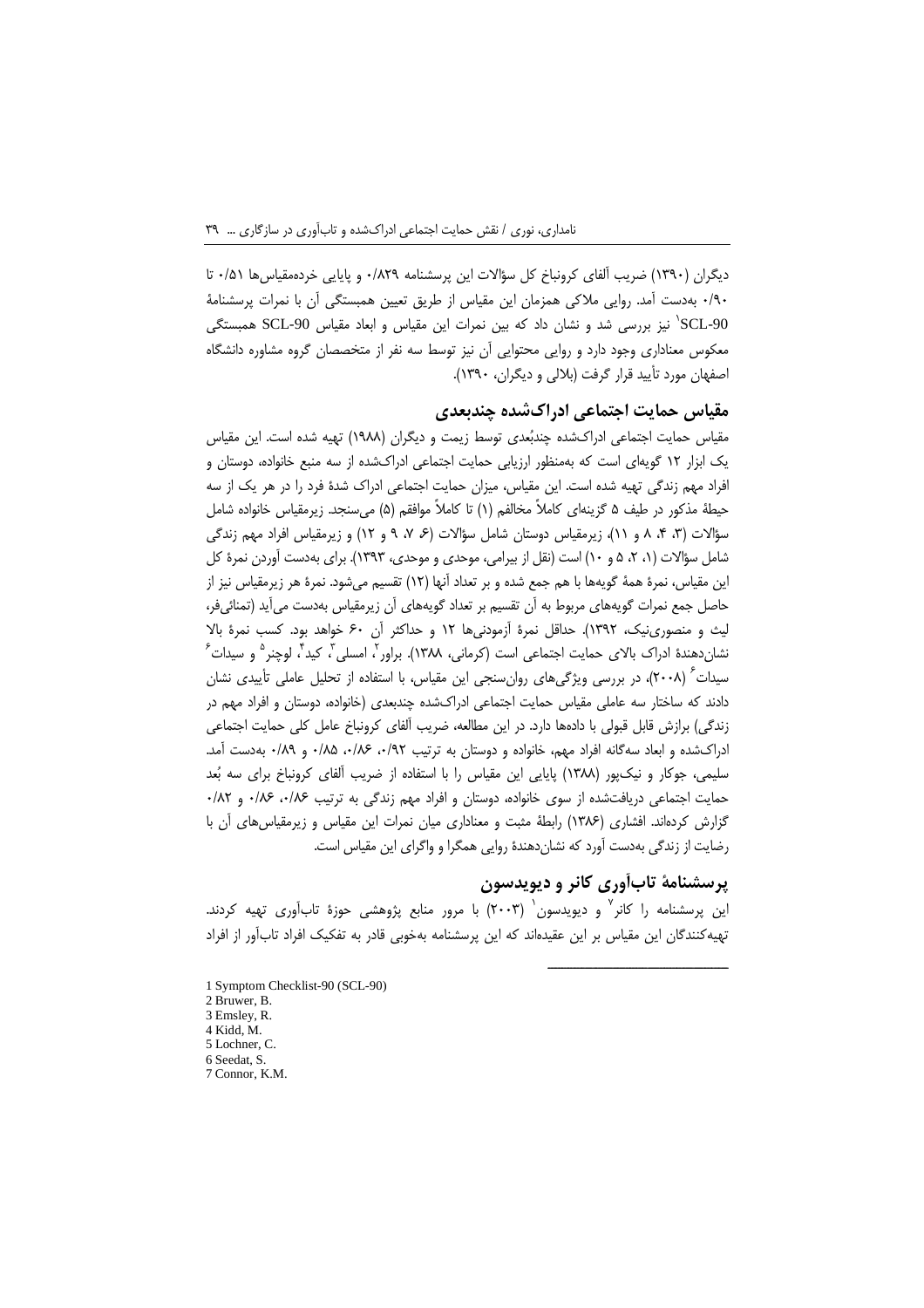دیگران (۱۳۹۰) ضریب آلفای کرونباخ کل سؤالات این پرسشنامه ۰/۸۲۹ و پایایی خرده‌مقیاس‌ها ۰/۵۱ تا ۰/۹۰ به‌دست آمد. روایی ملاکی همزمان این مقیاس از طریق تعیین همبستگی آن با نمرات پرسشنامهٔ SCL-90[1] نیز بررسی شد و نشان داد که بین نمرات این مقیاس و ابعاد مقیاس SCL-90 همبستگی معکوس معناداری وجود دارد و روایی محتوایی آن نیز توسط سه نفر از متخصصان گروه مشاوره دانشگاه اصفهان مورد تأیید قرار گرفت (بلالی و دیگران، ۱۳۹۰).

## مقیاس حمایت اجتماعی ادراک‌شده چندبعدی

مقیاس حمایت اجتماعی ادراک‌شده چندبُعدی توسط زیمت و دیگران (۱۹۸۸) تهیه شده است. این مقیاس یک ابزار ۱۲ گویه‌ای است که به‌منظور ارزیابی حمایت اجتماعی ادراک‌شده از سه منبع خانواده، دوستان و افراد مهم زندگی تهیه شده است. این مقیاس، میزان حمایت اجتماعی ادراک شدهٔ فرد را در هر یک از سه حیطهٔ مذکور در طیف ۵ گزینه‌ای کاملاً مخالفم (۱) تا کاملاً موافقم (۵) می‌سنجد. زیرمقیاس خانواده شامل سؤالات (۳، ۴، ۸ و ۱۱)، زیرمقیاس دوستان شامل سؤالات (۶، ۷، ۹ و ۱۲) و زیرمقیاس افراد مهم زندگی شامل سؤالات (۱، ۲، ۵ و ۱۰) است (نقل از بیرامی، موحدی و موحدی، ۱۳۹۳). برای به‌دست آوردن نمرهٔ کل این مقیاس، نمرهٔ همهٔ گویه‌ها با هم جمع شده و بر تعداد آنها (۱۲) تقسیم می‌شود. نمرهٔ هر زیرمقیاس نیز از حاصل جمع نمرات گویه‌های مربوط به آن تقسیم بر تعداد گویه‌های آن زیرمقیاس به‌دست می‌آید (تمنائی‌فر، لیث و منصوری‌نیک، ۱۳۹۲). حداقل نمرهٔ آزمودنی‌ها ۱۲ و حداکثر آن ۶۰ خواهد بود. کسب نمرهٔ بالا نشان‌دهندهٔ ادراک بالای حمایت اجتماعی است (کرمانی، ۱۳۸۸). براور[2]، امسلی[3]، کید[4]، لوچنر[5] و سیدات[6] سیدات[6] (۲۰۰۸)، در بررسی ویژگی‌های روان‌سنجی این مقیاس، با استفاده از تحلیل عاملی تأییدی نشان دادند که ساختار سه عاملی مقیاس حمایت اجتماعی ادراک‌شده چندبعدی (خانواده، دوستان و افراد مهم در زندگی) برازش قابل قبولی با داده‌ها دارد. در این مطالعه، ضریب آلفای کرونباخ عامل کلی حمایت اجتماعی ادراک‌شده و ابعاد سه‌گانه افراد مهم، خانواده و دوستان به ترتیب ۰/۹۲، ۰/۸۶، ۰/۸۵ و ۰/۸۹ به‌دست آمد. سلیمی، جوکار و نیک‌پور (۱۳۸۸) پایایی این مقیاس را با استفاده از ضریب آلفای کرونباخ برای سه بُعد حمایت اجتماعی دریافت‌شده از سوی خانواده، دوستان و افراد مهم زندگی به ترتیب ۰/۸۶، ۰/۸۶ و ۰/۸۲ گزارش کرده‌اند. افشاری (۱۳۸۶) رابطهٔ مثبت و معناداری میان نمرات این مقیاس و زیرمقیاس‌های آن با رضایت از زندگی به‌دست آورد که نشان‌دهندهٔ روایی همگرا و واگرای این مقیاس است.

## پرسشنامهٔ تاب‌آوری کانر و دیویدسون

این پرسشنامه را کانر[7] و دیویدسون[1] (۲۰۰۳) با مرور منابع پژوهشی حوزهٔ تاب‌آوری تهیه کردند. تهیه‌کنندگان این مقیاس بر این عقیده‌اند که این پرسشنامه به‌خوبی قادر به تفکیک افراد تاب‌آور از افراد

---

1 Symptom Checklist-90 (SCL-90)
2 Bruwer, B.
3 Emsley, R.
4 Kidd, M.
5 Lochner, C.
6 Seedat, S.
7 Connor, K.M.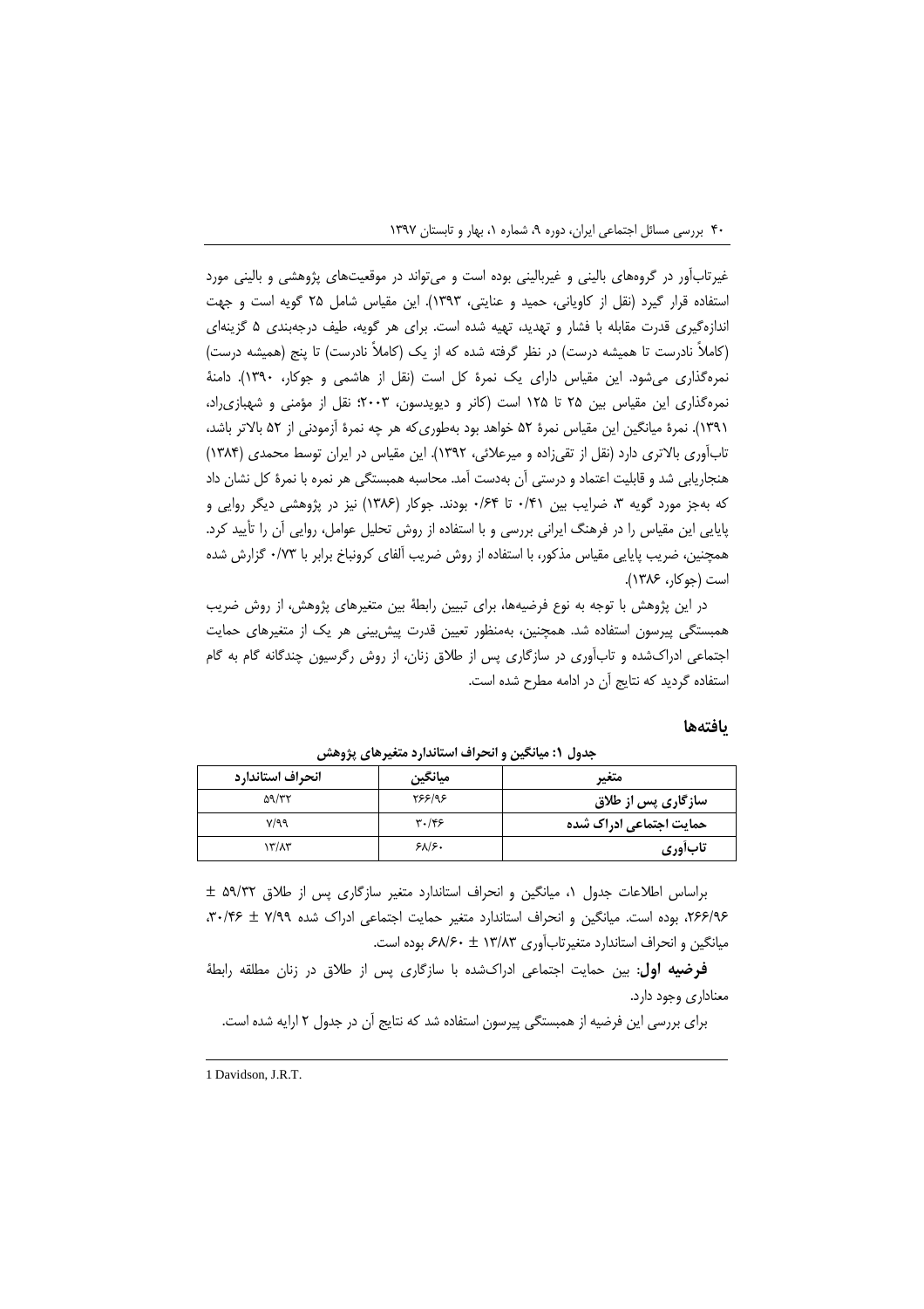غیرتاب‌آور در گروه‌های بالینی و غیربالینی بوده است و می‌تواند در موقعیت‌های پژوهشی و بالینی مورد استفاده قرار گیرد (نقل از کاویانی، حمید و عنایتی، ۱۳۹۳). این مقیاس شامل ۲۵ گویه است و جهت اندازه‌گیری قدرت مقابله با فشار و تهدید، تهیه شده است. برای هر گویه، طیف درجه‌بندی ۵ گزینه‌ای (کاملاً نادرست تا همیشه درست) در نظر گرفته شده که از یک (کاملاً نادرست) تا پنج (همیشه درست) نمره‌گذاری می‌شود. این مقیاس دارای یک نمرهٔ کل است (نقل از هاشمی و جوکار، ۱۳۹۰). دامنهٔ نمره‌گذاری این مقیاس بین ۲۵ تا ۱۲۵ است (کانر و دیویدسون، ۲۰۰۳؛ نقل از مؤمنی و شهبازی‌راد، ۱۳۹۱). نمرهٔ میانگین این مقیاس نمرهٔ ۵۲ خواهد بود به‌طوری‌که هر چه نمرهٔ آزمودنی از ۵۲ بالاتر باشد، تاب‌آوری بالاتری دارد (نقل از تقی‌زاده و میرعلائی، ۱۳۹۲). این مقیاس در ایران توسط محمدی (۱۳۸۴) هنجاریابی شد و قابلیت اعتماد و درستی آن به‌دست آمد. محاسبه همبستگی هر نمره با نمرهٔ کل نشان داد که به‌جز مورد گویه ۳، ضرایب بین ۰/۴۱ تا ۰/۶۴ بودند. جوکار (۱۳۸۶) نیز در پژوهشی دیگر روایی و پایایی این مقیاس را در فرهنگ ایرانی بررسی و با استفاده از روش تحلیل عوامل، روایی آن را تأیید کرد. همچنین، ضریب پایایی مقیاس مذکور، با استفاده از روش ضریب آلفای کرونباخ برابر با ۰/۷۳ گزارش شده است (جوکار، ۱۳۸۶).

در این پژوهش با توجه به نوع فرضیه‌ها، برای تبیین رابطهٔ بین متغیرهای پژوهش، از روش ضریب همبستگی پیرسون استفاده شد. همچنین، به‌منظور تعیین قدرت پیش‌بینی هر یک از متغیرهای حمایت اجتماعی ادراک‌شده و تاب‌آوری در سازگاری پس از طلاق زنان، از روش رگرسیون چندگانه گام به گام استفاده گردید که نتایج آن در ادامه مطرح شده است.

## یافته‌ها

**جدول ۱: میانگین و انحراف استاندارد متغیرهای پژوهش**

| متغیر | میانگین | انحراف استاندارد |
|---|---|---|
| **سازگاری پس از طلاق** | ۲۶۶/۹۶ | ۵۹/۳۲ |
| **حمایت اجتماعی ادراک شده** | ۳۰/۴۶ | ۷/۹۹ |
| **تاب‌آوری** | ۶۸/۶۰ | ۱۳/۸۳ |

براساس اطلاعات جدول ۱، میانگین و انحراف استاندارد متغیر سازگاری پس از طلاق ۵۹/۳۲ ± ۲۶۶/۹۶، بوده است. میانگین و انحراف استاندارد متغیر حمایت اجتماعی ادراک شده ۷/۹۹ ± ۳۰/۴۶، میانگین و انحراف استاندارد متغیرتاب‌آوری ۱۳/۸۳ ± ۶۸/۶۰، بوده است.

**فرضیه اول**: بین حمایت اجتماعی ادراک‌شده با سازگاری پس از طلاق در زنان مطلقه رابطهٔ معناداری وجود دارد.

برای بررسی این فرضیه از همبستگی پیرسون استفاده شد که نتایج آن در جدول ۲ ارایه شده است.

1 Davidson, J.R.T.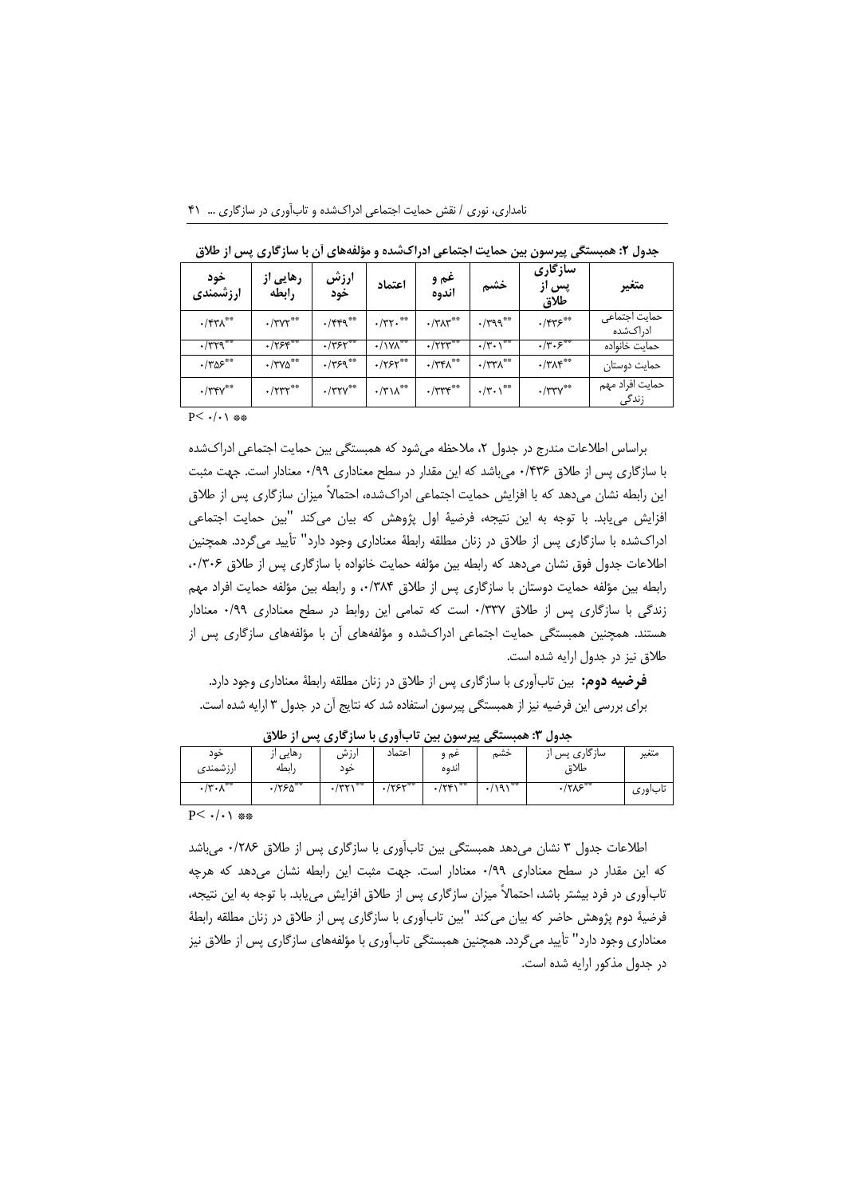**جدول ۲: همبستگی پیرسون بین حمایت اجتماعی ادراک‌شده و مؤلفه‌های آن با سازگاری پس از طلاق**

| متغیر | سازگاری پس از طلاق | خشم | غم و اندوه | اعتماد | ارزش خود | رهایی از رابطه | خود ارزشمندی |
|---|---|---|---|---|---|---|---|
| حمایت اجتماعی ادراک‌شده | \*\*۰/۴۳۶ | \*\*۰/۳۹۹ | \*\*۰/۳۸۳ | \*\*۰/۳۳۰ | \*\*۰/۴۴۹ | \*\*۰/۳۷۲ | \*\*۰/۴۳۸ |
| حمایت خانواده | \*\*۰/۳۰۶ | \*\*۰/۳۰۱ | \*\*۰/۲۲۳ | \*\*۰/۱۷۸ | \*\*۰/۳۶۲ | \*\*۰/۲۶۴ | \*\*۰/۳۲۹ |
| حمایت دوستان | \*\*۰/۳۸۴ | \*\*۰/۳۳۸ | \*\*۰/۳۴۸ | \*\*۰/۲۶۲ | \*\*۰/۳۶۹ | \*\*۰/۳۷۵ | \*\*۰/۳۵۶ |
| حمایت افراد مهم زندگی | \*\*۰/۳۳۷ | \*\*۰/۳۰۱ | \*\*۰/۳۳۴ | \*\*۰/۳۱۸ | \*\*۰/۳۳۷ | \*\*۰/۲۳۲ | \*\*۰/۳۴۷ |

\*\* $P< ۰/۰۱$

براساس اطلاعات مندرج در جدول ۲، ملاحظه می‌شود که همبستگی بین حمایت اجتماعی ادراک‌شده با سازگاری پس از طلاق ۰/۴۳۶ می‌باشد که این مقدار در سطح معناداری ۰/۹۹ معنادار است. جهت مثبت این رابطه نشان می‌دهد که با افزایش حمایت اجتماعی ادراک‌شده، احتمالاً میزان سازگاری پس از طلاق افزایش می‌یابد. با توجه به این نتیجه، فرضیهٔ اول پژوهش که بیان می‌کند "بین حمایت اجتماعی ادراک‌شده با سازگاری پس از طلاق در زنان مطلقه رابطهٔ معناداری وجود دارد" تأیید می‌گردد. همچنین اطلاعات جدول فوق نشان می‌دهد که رابطه بین مؤلفه حمایت خانواده با سازگاری پس از طلاق ۰/۳۰۶، رابطه بین مؤلفه حمایت دوستان با سازگاری پس از طلاق ۰/۳۸۴، و رابطه بین مؤلفه حمایت افراد مهم زندگی با سازگاری پس از طلاق ۰/۳۳۷ است که تمامی این روابط در سطح معناداری ۰/۹۹ معنادار هستند. همچنین همبستگی حمایت اجتماعی ادراک‌شده و مؤلفه‌های آن با مؤلفه‌های سازگاری پس از طلاق نیز در جدول ارایه شده است.

**فرضیه دوم:** بین تاب‌آوری با سازگاری پس از طلاق در زنان مطلقه رابطهٔ معناداری وجود دارد. برای بررسی این فرضیه نیز از همبستگی پیرسون استفاده شد که نتایج آن در جدول ۳ ارایه شده است.

**جدول ۳: همبستگی پیرسون بین تاب‌آوری با سازگاری پس از طلاق**

| متغیر | سازگاری پس از طلاق | خشم | غم و اندوه | اعتماد | ارزش خود | رهایی از رابطه | خود ارزشمندی |
|---|---|---|---|---|---|---|---|
| تاب‌آوری | \*\*۰/۲۸۶ | \*\*۰/۱۹۱ | \*\*۰/۲۴۱ | \*\*۰/۲۶۲ | \*\*۰/۳۳۱ | \*\*۰/۲۶۵ | \*\*۰/۳۰۸ |

\*\* $P< ۰/۰۱$

اطلاعات جدول ۳ نشان می‌دهد همبستگی بین تاب‌آوری با سازگاری پس از طلاق ۰/۲۸۶ می‌باشد که این مقدار در سطح معناداری ۰/۹۹ معنادار است. جهت مثبت این رابطه نشان می‌دهد که هرچه تاب‌آوری در فرد بیشتر باشد، احتمالاً میزان سازگاری پس از طلاق افزایش می‌یابد. با توجه به این نتیجه، فرضیهٔ دوم پژوهش حاضر که بیان می‌کند "بین تاب‌آوری با سازگاری پس از طلاق در زنان مطلقه رابطهٔ معناداری وجود دارد" تأیید می‌گردد. همچنین همبستگی تاب‌آوری با مؤلفه‌های سازگاری پس از طلاق نیز در جدول مذکور ارایه شده است.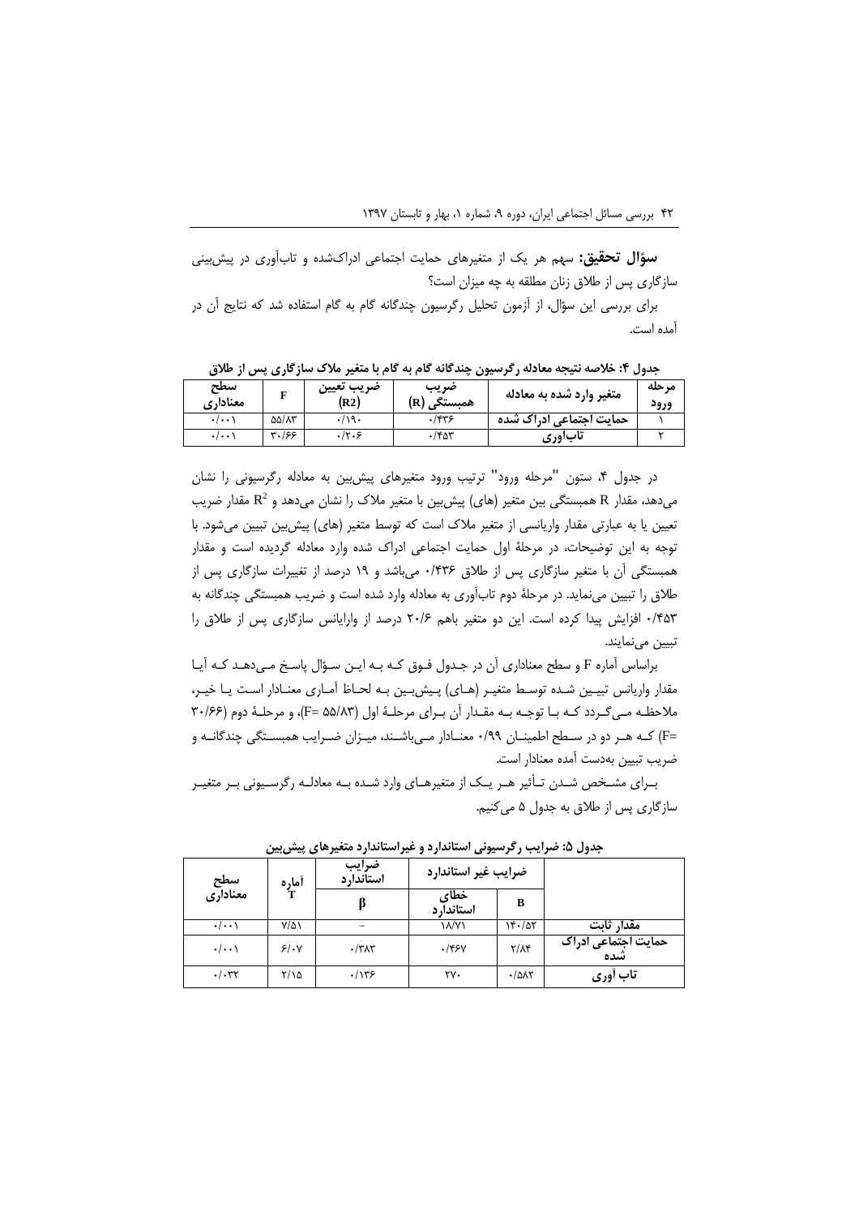**سؤال تحقیق:** سهم هر یک از متغیرهای حمایت اجتماعی ادراک‌شده و تاب‌آوری در پیش‌بینی سازگاری پس از طلاق زنان مطلقه به چه میزان است؟

برای بررسی این سؤال، از آزمون تحلیل رگرسیون چندگانه گام به گام استفاده شد که نتایج آن در آمده است.

**جدول ۴: خلاصه نتیجه معادله رگرسیون چندگانه گام به گام با متغیر ملاک سازگاری پس از طلاق**

| مرحله ورود | متغیر وارد شده به معادله | ضریب همبستگی (R) | ضریب تعیین (R2) | F | سطح معناداری |
|---|---|---|---|---|---|
| ۱ | حمایت اجتماعی ادراک شده | ۰/۴۳۶ | ۰/۱۹۰ | ۵۵/۸۳ | ۰/۰۰۱ |
| ۲ | تاب‌آوری | ۰/۴۵۳ | ۰/۲۰۶ | ۳۰/۶۶ | ۰/۰۰۱ |

در جدول ۴، ستون "مرحله ورود" ترتیب ورود متغیرهای پیش‌بین به معادله رگرسیونی را نشان می‌دهد، مقدار R همبستگی بین متغیر (های) پیش‌بین با متغیر ملاک را نشان می‌دهد و $R^2$ مقدار ضریب تعیین یا به عبارتی مقدار واریانسی از متغیر ملاک است که توسط متغیر (های) پیش‌بین تبیین می‌شود. با توجه به این توضیحات، در مرحلهٔ اول حمایت اجتماعی ادراک شده وارد معادله گردیده است و مقدار همبستگی آن با متغیر سازگاری پس از طلاق ۰/۴۳۶ می‌باشد و ۱۹ درصد از تغییرات سازگاری پس از طلاق را تبیین می‌نماید. در مرحلهٔ دوم تاب‌آوری به معادله وارد شده است و ضریب همبستگی چندگانه به ۰/۴۵۳ افزایش پیدا کرده است. این دو متغیر باهم ۲۰/۶ درصد از واریانس سازگاری پس از طلاق را تبیین می‌نمایند.

براساس آماره F و سطح معناداری آن در جدول فوق که به این سؤال پاسخ می‌دهد که آیا مقدار واریانس تبیین شده توسط متغیر (های) پیش‌بین به لحاظ آماری معنادار است یا خیر، ملاحظه می‌گردد که با توجه به مقدار آن برای مرحلهٔ اول (F= ۵۵/۸۳)، و مرحلهٔ دوم (۳۰/۶۶ =F) که هر دو در سطح اطمینان ۰/۹۹ معنادار می‌باشند، میزان ضرایب همبستگی چندگانه و ضریب تبیین به‌دست آمده معنادار است.

برای مشخص شدن تأثیر هر یک از متغیرهای وارد شده به معادله رگرسیونی بر متغیر سازگاری پس از طلاق به جدول ۵ می‌کنیم.

**جدول ۵: ضرایب رگرسیونی استاندارد و غیراستاندارد متغیرهای پیش‌بین**

| | ضرایب غیر استاندارد | | ضرایب استاندارد | آماره T | سطح معناداری |
|---|---|---|---|---|---|
| | B | خطای استاندارد | β | | |
| مقدار ثابت | ۱۴۰/۵۲ | ۱۸/۷۱ | – | ۷/۵۱ | ۰/۰۰۱ |
| حمایت اجتماعی ادراک شده | ۲/۸۴ | ۰/۴۶۷ | ۰/۳۸۳ | ۶/۰۷ | ۰/۰۰۱ |
| تاب آوری | ۰/۵۸۲ | ۲۷۰ | ۰/۱۳۶ | ۲/۱۵ | ۰/۰۳۲ |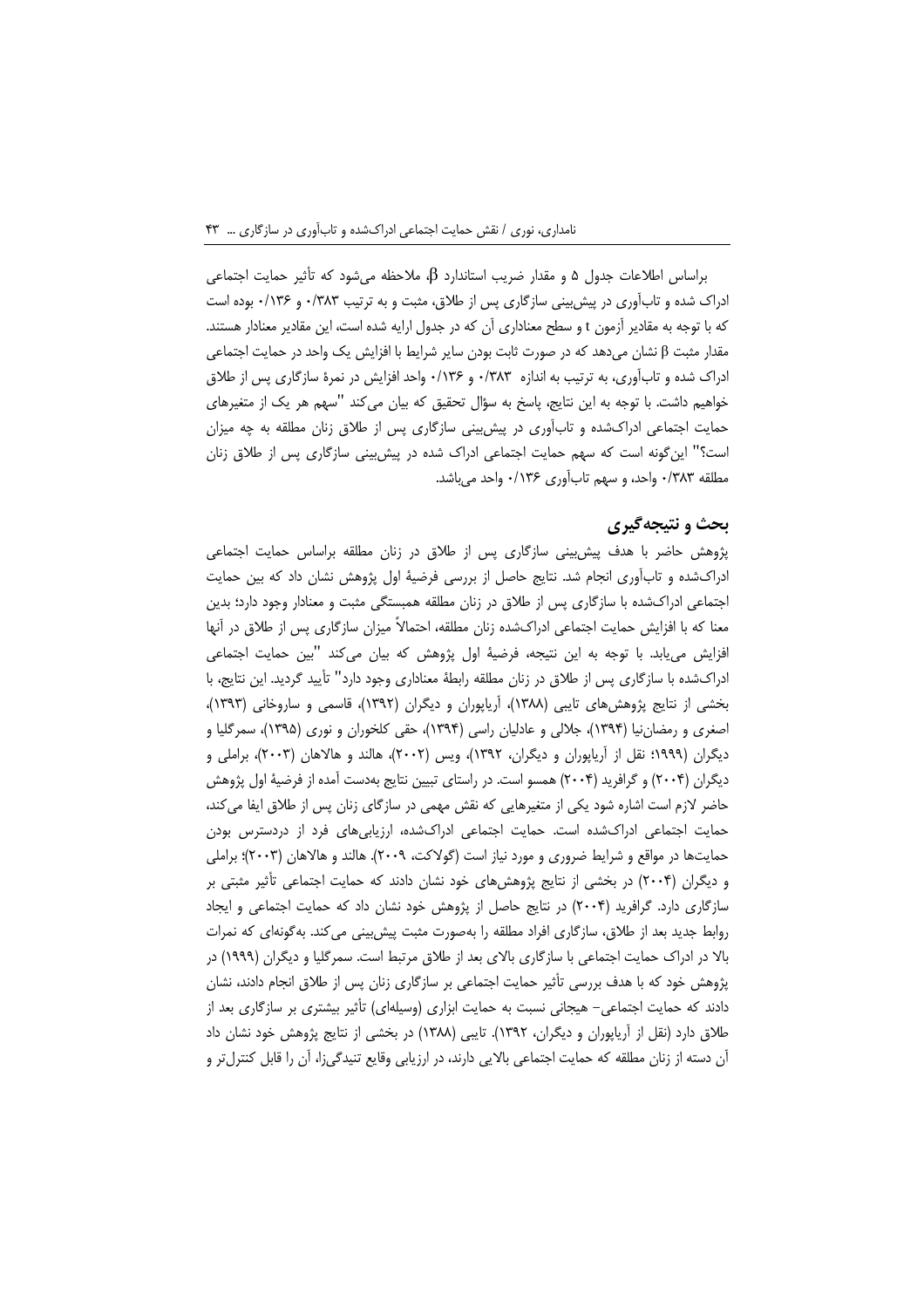براساس اطلاعات جدول ۵ و مقدار ضریب استاندارد $\beta$، ملاحظه می‌شود که تأثیر حمایت اجتماعی ادراک شده و تاب‌آوری در پیش‌بینی سازگاری پس از طلاق، مثبت و به ترتیب ۰/۳۸۳ و ۰/۱۳۶ بوده است که با توجه به مقادیر آزمون t و سطح معناداری آن که در جدول ارایه شده است، این مقادیر معنادار هستند. مقدار مثبت $\beta$ نشان می‌دهد که در صورت ثابت بودن سایر شرایط با افزایش یک واحد در حمایت اجتماعی ادراک شده و تاب‌آوری، به ترتیب به اندازه ۰/۳۸۳ و ۰/۱۳۶ واحد افزایش در نمرۀ سازگاری پس از طلاق خواهیم داشت. با توجه به این نتایج، پاسخ به سؤال تحقیق که بیان می‌کند "سهم هر یک از متغیرهای حمایت اجتماعی ادراک‌شده و تاب‌آوری در پیش‌بینی سازگاری پس از طلاق زنان مطلقه به چه میزان است؟" این‌گونه است که سهم حمایت اجتماعی ادراک شده در پیش‌بینی سازگاری پس از طلاق زنان مطلقه ۰/۳۸۳ واحد، و سهم تاب‌آوری ۰/۱۳۶ واحد می‌باشد.

## بحث و نتیجه‌گیری

پژوهش حاضر با هدف پیش‌بینی سازگاری پس از طلاق در زنان مطلقه براساس حمایت اجتماعی ادراک‌شده و تاب‌آوری انجام شد. نتایج حاصل از بررسی فرضیۀ اول پژوهش نشان داد که بین حمایت اجتماعی ادراک‌شده با سازگاری پس از طلاق در زنان مطلقه همبستگی مثبت و معنادار وجود دارد؛ بدین معنا که با افزایش حمایت اجتماعی ادراک‌شده زنان مطلقه، احتمالاً میزان سازگاری پس از طلاق در آنها افزایش می‌یابد. با توجه به این نتیجه، فرضیۀ اول پژوهش که بیان می‌کند "بین حمایت اجتماعی ادراک‌شده با سازگاری پس از طلاق در زنان مطلقه رابطۀ معناداری وجود دارد" تأیید گردید. این نتایج، با بخشی از نتایج پژوهش‌های تایبی (۱۳۸۸)، آریاپوران و دیگران (۱۳۹۲)، قاسمی و ساروخانی (۱۳۹۳)، اصغری و رمضان‌نیا (۱۳۹۴)، جلالی و عادلیان راسی (۱۳۹۴)، حقی کلخوران و نوری (۱۳۹۵)، سمرگلیا و دیگران (۱۹۹۹؛ نقل از آریاپوران و دیگران، ۱۳۹۲)، ویس (۲۰۰۲)، هالند و هالاهان (۲۰۰۳)، براملی و دیگران (۲۰۰۴) و گرافرید (۲۰۰۴) همسو است. در راستای تبیین نتایج به‌دست آمده از فرضیۀ اول پژوهش حاضر لازم است اشاره شود یکی از متغیرهایی که نقش مهمی در سازگای زنان پس از طلاق ایفا می‌کند، حمایت اجتماعی ادراک‌شده است. حمایت اجتماعی ادراک‌شده، ارزیابی‌های فرد از دردسترس بودن حمایت‌ها در مواقع و شرایط ضروری و مورد نیاز است (گولاکت، ۲۰۰۹). هالند و هالاهان (۲۰۰۳)؛ براملی و دیگران (۲۰۰۴) در بخشی از نتایج پژوهش‌های خود نشان دادند که حمایت اجتماعی تأثیر مثبتی بر سازگاری دارد. گرافرید (۲۰۰۴) در نتایج حاصل از پژوهش خود نشان داد که حمایت اجتماعی و ایجاد روابط جدید بعد از طلاق، سازگاری افراد مطلقه را به‌صورت مثبت پیش‌بینی می‌کند. به‌گونه‌ای که نمرات بالا در ادراک حمایت اجتماعی با سازگاری بالای بعد از طلاق مرتبط است. سمرگلیا و دیگران (۱۹۹۹) در پژوهش خود که با هدف بررسی تأثیر حمایت اجتماعی بر سازگاری زنان پس از طلاق انجام دادند، نشان دادند که حمایت اجتماعی- هیجانی نسبت به حمایت ابزاری (وسیله‌ای) تأثیر بیشتری بر سازگاری بعد از طلاق دارد (نقل از آریاپوران و دیگران، ۱۳۹۲). تایبی (۱۳۸۸) در بخشی از نتایج پژوهش خود نشان داد آن دسته از زنان مطلقه که حمایت اجتماعی بالایی دارند، در ارزیابی وقایع تنیدگی‌زا، آن را قابل کنترل‌تر و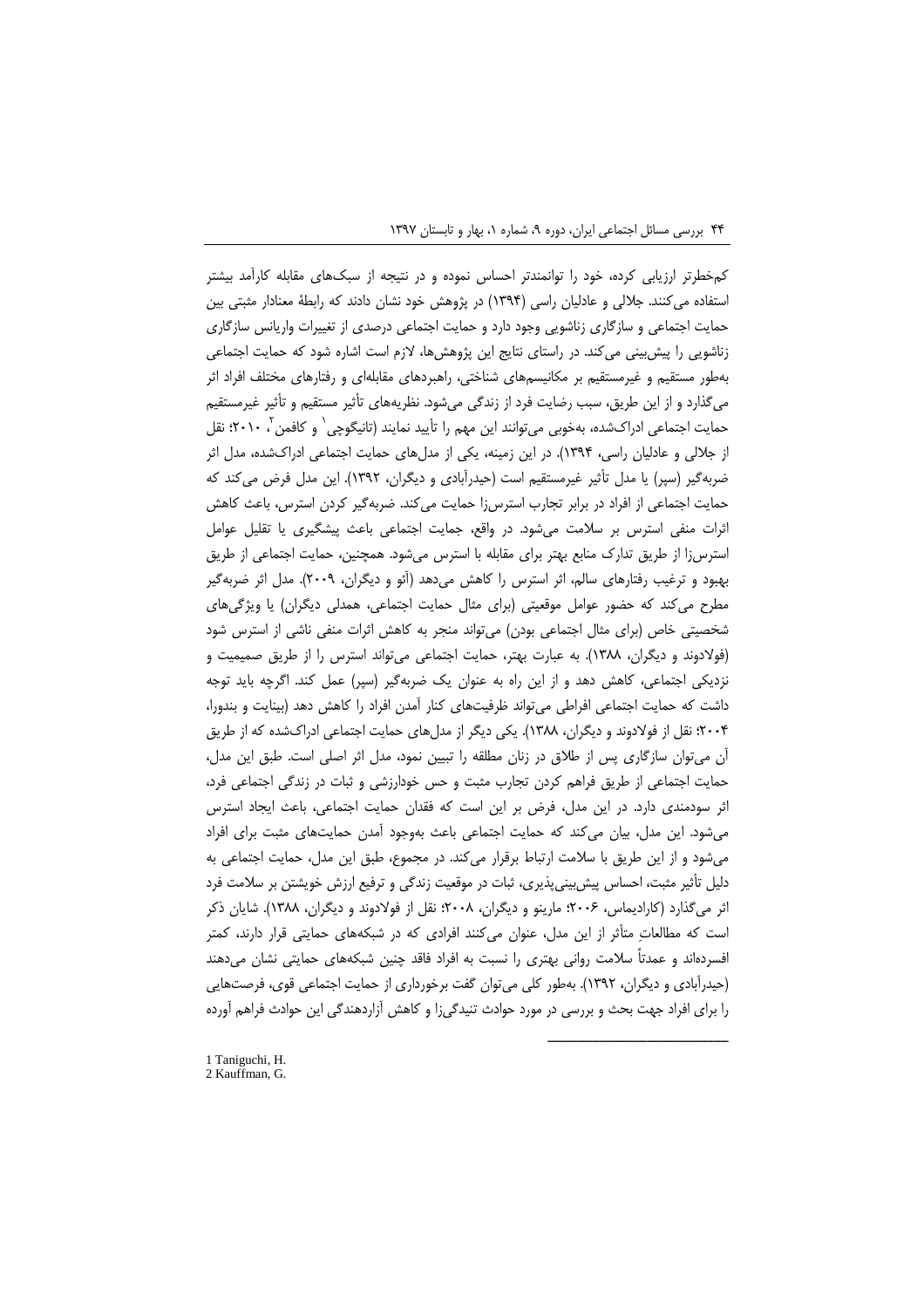کم‌خطرتر ارزیابی کرده، خود را توانمندتر احساس نموده و در نتیجه از سبک‌های مقابله کارآمد بیشتر استفاده می‌کنند. جلالی و عادلیان راسی (۱۳۹۴) در پژوهش خود نشان دادند که رابطهٔ معنادار مثبتی بین حمایت اجتماعی و سازگاری زناشویی وجود دارد و حمایت اجتماعی درصدی از تغییرات واریانس سازگاری زناشویی را پیش‌بینی می‌کند. در راستای نتایج این پژوهش‌ها، لازم است اشاره شود که حمایت اجتماعی به‌طور مستقیم و غیرمستقیم بر مکانیسم‌های شناختی، راهبردهای مقابله‌ای و رفتارهای مختلف افراد اثر می‌گذارد و از این طریق، سبب رضایت فرد از زندگی می‌شود. نظریه‌های تأثیر مستقیم و تأثیر غیرمستقیم حمایت اجتماعی ادراک‌شده، به‌خوبی می‌توانند این مهم را تأیید نمایند (تانیگوچی[1] و کافمن[2]، ۲۰۱۰؛ نقل از جلالی و عادلیان راسی، ۱۳۹۴). در این زمینه، یکی از مدل‌های حمایت اجتماعی ادراک‌شده، مدل اثر ضربه‌گیر (سپر) یا مدل تأثیر غیرمستقیم است (حیدرآبادی و دیگران، ۱۳۹۲). این مدل فرض می‌کند که حمایت اجتماعی از افراد در برابر تجارب استرس‌زا حمایت می‌کند. ضربه‌گیر کردن استرس، باعث کاهش اثرات منفی استرس بر سلامت می‌شود. در واقع، جمایت اجتماعی باعث پیشگیری یا تقلیل عوامل استرس‌زا از طریق تدارک منابع بهتر برای مقابله با استرس می‌شود. همچنین، حمایت اجتماعی از طریق بهبود و ترغیب رفتارهای سالم، اثر استرس را کاهش می‌دهد (أئو و دیگران، ۲۰۰۹). مدل اثر ضربه‌گیر مطرح می‌کند که حضور عوامل موقعیتی (برای مثال حمایت اجتماعی، همدلی دیگران) یا ویژگی‌های شخصیتی خاص (برای مثال اجتماعی بودن) می‌تواند منجر به کاهش اثرات منفی ناشی از استرس شود (فولادوند و دیگران، ۱۳۸۸). به عبارت بهتر، حمایت اجتماعی می‌تواند استرس را از طریق صمیمیت و نزدیکی اجتماعی، کاهش دهد و از این راه به عنوان یک ضربه‌گیر (سپر) عمل کند. اگرچه باید توجه داشت که حمایت اجتماعی افراطی می‌تواند ظرفیت‌های کنار آمدن افراد را کاهش دهد (بینایت و بندورا، ۲۰۰۴؛ نقل از فولادوند و دیگران، ۱۳۸۸). یکی دیگر از مدل‌های حمایت اجتماعی ادراک‌شده که از طریق آن می‌توان سازگاری پس از طلاق در زنان مطلقه را تبیین نمود، مدل اثر اصلی است. طبق این مدل، حمایت اجتماعی از طریق فراهم کردن تجارب مثبت و حس خودارزشی و ثبات در زندگی اجتماعی فرد، اثر سودمندی دارد. در این مدل، فرض بر این است که فقدان حمایت اجتماعی، باعث ایجاد استرس می‌شود. این مدل، بیان می‌کند که حمایت اجتماعی باعث به‌وجود آمدن حمایت‌های مثبت برای افراد می‌شود و از این طریق با سلامت ارتباط برقرار می‌کند. در مجموع، طبق این مدل، حمایت اجتماعی به دلیل تأثیر مثبت، احساس پیش‌بینی‌پذیری، ثبات در موقعیت زندگی و ترفیع ارزش خویشتن بر سلامت فرد اثر می‌گذارد (کارادیماس، ۲۰۰۶؛ مارینو و دیگران، ۲۰۰۸؛ نقل از فولادوند و دیگران، ۱۳۸۸). شایان ذکر است که مطالعاتِ متأثر از این مدل، عنوان می‌کنند افرادی که در شبکه‌های حمایتی قرار دارند، کمتر افسرده‌اند و عمدتاً سلامت روانی بهتری را نسبت به افراد فاقد چنین شبکه‌های حمایتی نشان می‌دهند (حیدرآبادی و دیگران، ۱۳۹۲). به‌طور کلی می‌توان گفت برخورداری از حمایت اجتماعی قوی، فرصت‌هایی را برای افراد جهت بحث و بررسی در مورد حوادث تنیدگی‌زا و کاهش آزاردهندگی این حوادث فراهم آورده

---

1 Taniguchi, H.
2 Kauffman, G.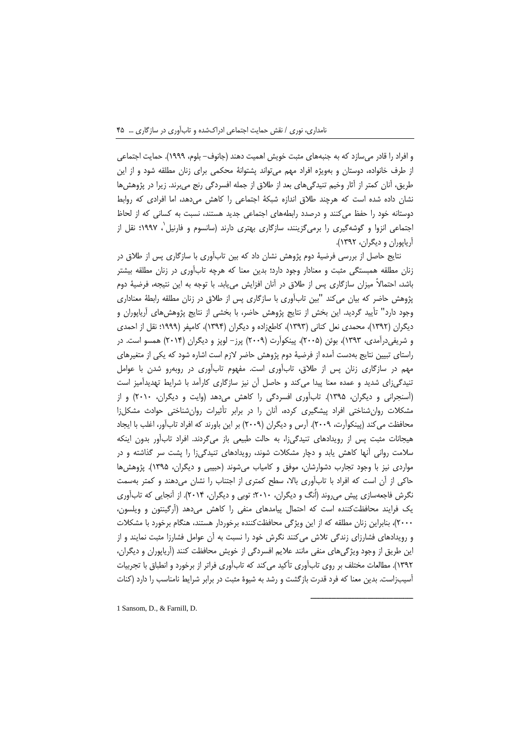و افراد را قادر می‌سازد که به جنبه‌های مثبت خویش اهمیت دهند (جانوف- بلوم، ۱۹۹۹). حمایت اجتماعی از طرف خانواده، دوستان و به‌ویژه افراد مهم می‌تواند پشتوانهٔ محکمی برای زنان مطلقه شود و از این طریق، آنان کمتر از آثار وخیم تنیدگی‌های بعد از طلاق از جمله افسردگی رنج می‌برند. زیرا در پژوهش‌ها نشان داده شده است که هرچند طلاق اندازه شبکهٔ اجتماعی را کاهش می‌دهد، اما افرادی که روابط دوستانه خود را حفظ می‌کنند و درصدد رابطه‌های اجتماعی جدید هستند، نسبت به کسانی که از لحاظ اجتماعی انزوا و گوشه‌گیری را برمی‌گزینند، سازگاری بهتری دارند (سانسوم و فارنیل[1]، ۱۹۹۷؛ نقل از آریاپوران و دیگران، ۱۳۹۲).

نتایج حاصل از بررسی فرضیهٔ دوم پژوهش نشان داد که بین تاب‌آوری با سازگاری پس از طلاق در زنان مطلقه همبستگی مثبت و معنادار وجود دارد؛ بدین معنا که هرچه تاب‌آوری در زنان مطلقه بیشتر باشد، احتمالاً میزان سازگاری پس از طلاق در آنان افزایش می‌یابد. با توجه به این نتیجه، فرضیهٔ دوم پژوهش حاضر که بیان می‌کند "بین تاب‌آوری با سازگاری پس از طلاق در زنان مطلقه رابطهٔ معناداری وجود دارد" تأیید گردید. این بخش از نتایج پژوهش حاضر، با بخشی از نتایج پژوهش‌های آریاپوران و دیگران (۱۳۹۲)، محمدی نعل کنانی (۱۳۹۳)، کاطع‌زاده و دیگران (۱۳۹۴)، کامپفر (۱۹۹۹؛ نقل از احمدی و شریفی‌درآمدی، ۱۳۹۳)، بوئن (۲۰۰۵)، پینکوآرت (۲۰۰۹) پرز- لوپز و دیگران (۲۰۱۴) همسو است. در راستای تبیین نتایج به‌دست آمده از فرضیهٔ دوم پژوهش حاضر لازم است اشاره شود که یکی از متغیرهای مهم در سازگاری زنان پس از طلاق، تاب‌آوری است. مفهوم تاب‌آوری در روبه‌رو شدن با عوامل تنیدگی‌زای شدید و عمده معنا پیدا می‌کند و حاصل آن نیز سازگاری کارآمد با شرایط تهدیدآمیز است (آسنجرانی و دیگران، ۱۳۹۵). تاب‌آوری افسردگی را کاهش می‌دهد (وایت و دیگران، ۲۰۱۰) و از مشکلات روان‌شناختی افراد پیشگیری کرده، آنان را در برابر تأثیرات روان‌شناختی حوادث مشکل‌زا محافظت می‌کند (پینکوآرت، ۲۰۰۹). آرس و دیگران (۲۰۰۹) بر این باورند که افراد تاب‌آور، اغلب با ایجاد هیجانات مثبت پس از رویدادهای تنیدگی‌زا، به حالت طبیعی باز می‌گردند. افراد تاب‌آور بدون اینکه سلامت روانی آنها کاهش یابد و دچار مشکلات شوند، رویدادهای تنیدگی‌زا را پشت سر گذاشته و در مواردی نیز با وجود تجارب دشوارشان، موفق و کامیاب می‌شوند (حبیبی و دیگران، ۱۳۹۵). پژوهش‌ها حاکی از آن است که افراد با تاب‌آوری بالا، سطح کمتری از اجتناب را نشان می‌دهند و کمتر به‌سمت نگرش فاجعه‌سازی پیش می‌روند (اُنگ و دیگران، ۲۰۱۰؛ توبی و دیگران، ۲۰۱۴). از آنجایی که تاب‌آوری یک فرایند محافظت‌کننده است که احتمال پیامدهای منفی را کاهش می‌دهد (آرگینتون و ویلسون، ۲۰۰۰)، بنابراین زنان مطلقه که از این ویژگی محافظت‌کننده برخوردار هستند، هنگام برخورد با مشکلات و رویدادهای فشارزای زندگی تلاش می‌کنند نگرش خود را نسبت به آن عوامل فشارزا مثبت نمایند و از این طریق از وجود ویژگی‌های منفی مانند علایم افسردگی از خویش محافظت کنند (آریاپوران و دیگران، ۱۳۹۲). مطالعات مختلف بر روی تاب‌آوری تأکید می‌کند که تاب‌آوری فراتر از برخورد و انطباق با تجربیات آسیب‌زاست. بدین معنا که فرد قدرت بازگشت و رشد به شیوهٔ مثبت در برابر شرایط نامناسب را دارد (کنات

---

[1] Sansom, D., & Farnill, D.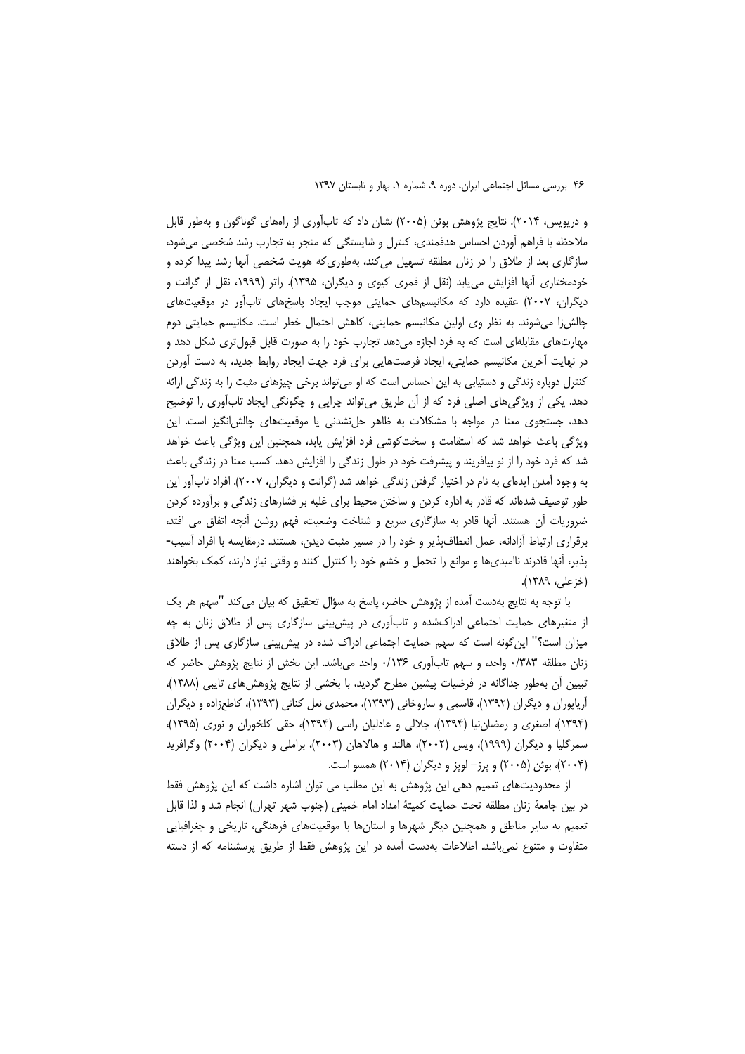و دریویس، ۲۰۱۴). نتایج پژوهش بوئن (۲۰۰۵) نشان داد که تاب‌آوری از راه‌های گوناگون و به‌طور قابل ملاحظه با فراهم آوردن احساس هدفمندی، کنترل و شایستگی که منجر به تجارب رشد شخصی می‌شود، سازگاری بعد از طلاق را در زنان مطلقه تسهیل می‌کند، به‌طوری‌که هویت شخصی آنها رشد پیدا کرده و خودمختاری آنها افزایش می‌یابد (نقل از قمری کیوی و دیگران، ۱۳۹۵). راتر (۱۹۹۹، نقل از گرانت و دیگران، ۲۰۰۷) عقیده دارد که مکانیسم‌های حمایتی موجب ایجاد پاسخ‌های تاب‌آور در موقعیت‌های چالش‌زا می‌شوند. به نظر وی اولین مکانیسم حمایتی، کاهش احتمال خطر است. مکانیسم حمایتی دوم مهارت‌های مقابله‌ای است که به فرد اجازه می‌دهد تجارب خود را به صورت قابل قبول‌تری شکل دهد و در نهایت آخرین مکانیسم حمایتی، ایجاد فرصت‌هایی برای فرد جهت ایجاد روابط جدید، به دست آوردن کنترل دوباره زندگی و دستیابی به این احساس است که او می‌تواند برخی چیزهای مثبت را به زندگی ارائه دهد. یکی از ویژگی‌های اصلی فرد که از آن طریق می‌تواند چرایی و چگونگی ایجاد تاب‌آوری را توضیح دهد، جستجوی معنا در مواجه با مشکلات به ظاهر حل‌نشدنی یا موقعیت‌های چالش‌انگیز است. این ویژگی باعث خواهد شد که استقامت و سخت‌کوشی فرد افزایش یابد، همچنین این ویژگی باعث خواهد شد که فرد خود را از نو بیافریند و پیشرفت خود در طول زندگی را افزایش دهد. کسب معنا در زندگی باعث به وجود آمدن ایده‌ای به نام در اختیار گرفتن زندگی خواهد شد (گرانت و دیگران، ۲۰۰۷). افراد تاب‌آور این طور توصیف شده‌اند که قادر به اداره کردن و ساختن محیط برای غلبه بر فشارهای زندگی و برآورده کردن ضروریات آن هستند. آنها قادر به سازگاری سریع و شناخت وضعیت، فهم روشن آنچه اتفاق می افتد، برقراری ارتباط آزادانه، عمل انعطاف‌پذیر و خود را در مسیر مثبت دیدن، هستند. درمقایسه با افراد آسیب-پذیر، آنها قادرند ناامیدی‌ها و موانع را تحمل و خشم خود را کنترل کنند و وقتی نیاز دارند، کمک بخواهند (خزعلی، ۱۳۸۹).

با توجه به نتایج به‌دست آمده از پژوهش حاضر، پاسخ به سؤال تحقیق که بیان می‌کند "سهم هر یک از متغیرهای حمایت اجتماعی ادراک‌شده و تاب‌آوری در پیش‌بینی سازگاری پس از طلاق زنان به چه میزان است؟" این‌گونه است که سهم حمایت اجتماعی ادراک شده در پیش‌بینی سازگاری پس از طلاق زنان مطلقه ۰/۳۸۳ واحد، و سهم تاب‌آوری ۰/۱۳۶ واحد می‌باشد. این بخش از نتایج پژوهش حاضر که تبیین آن به‌طور جداگانه در فرضیات پیشین مطرح گردید، با بخشی از نتایج پژوهش‌های تایبی (۱۳۸۸)، آریاپوران و دیگران (۱۳۹۲)، قاسمی و ساروخانی (۱۳۹۲)، محمدی نعل کنانی (۱۳۹۳)، کاطع‌زاده و دیگران (۱۳۹۴)، اصغری و رمضان‌نیا (۱۳۹۴)، جلالی و عادلیان راسی (۱۳۹۴)، حقی کلخوران و نوری (۱۳۹۵)، سمرگلیا و دیگران (۱۹۹۹)، ویس (۲۰۰۲)، هالند و هالاهان (۲۰۰۳)، براملی و دیگران (۲۰۰۴) وگرافرید (۲۰۰۴)، بوئن (۲۰۰۵) و پرز- لوپز و دیگران (۲۰۱۴) همسو است.

از محدودیت‌های تعمیم دهی این پژوهش به این مطلب می توان اشاره داشت که این پژوهش فقط در بین جامعهٔ زنان مطلقه تحت حمایت کمیتهٔ امداد امام خمینی (جنوب شهر تهران) انجام شد و لذا قابل تعمیم به سایر مناطق و همچنین دیگر شهرها و استان‌ها با موقعیت‌های فرهنگی، تاریخی و جغرافیایی متفاوت و متنوع نمی‌باشد. اطلاعات به‌دست آمده در این پژوهش فقط از طریق پرسشنامه که از دسته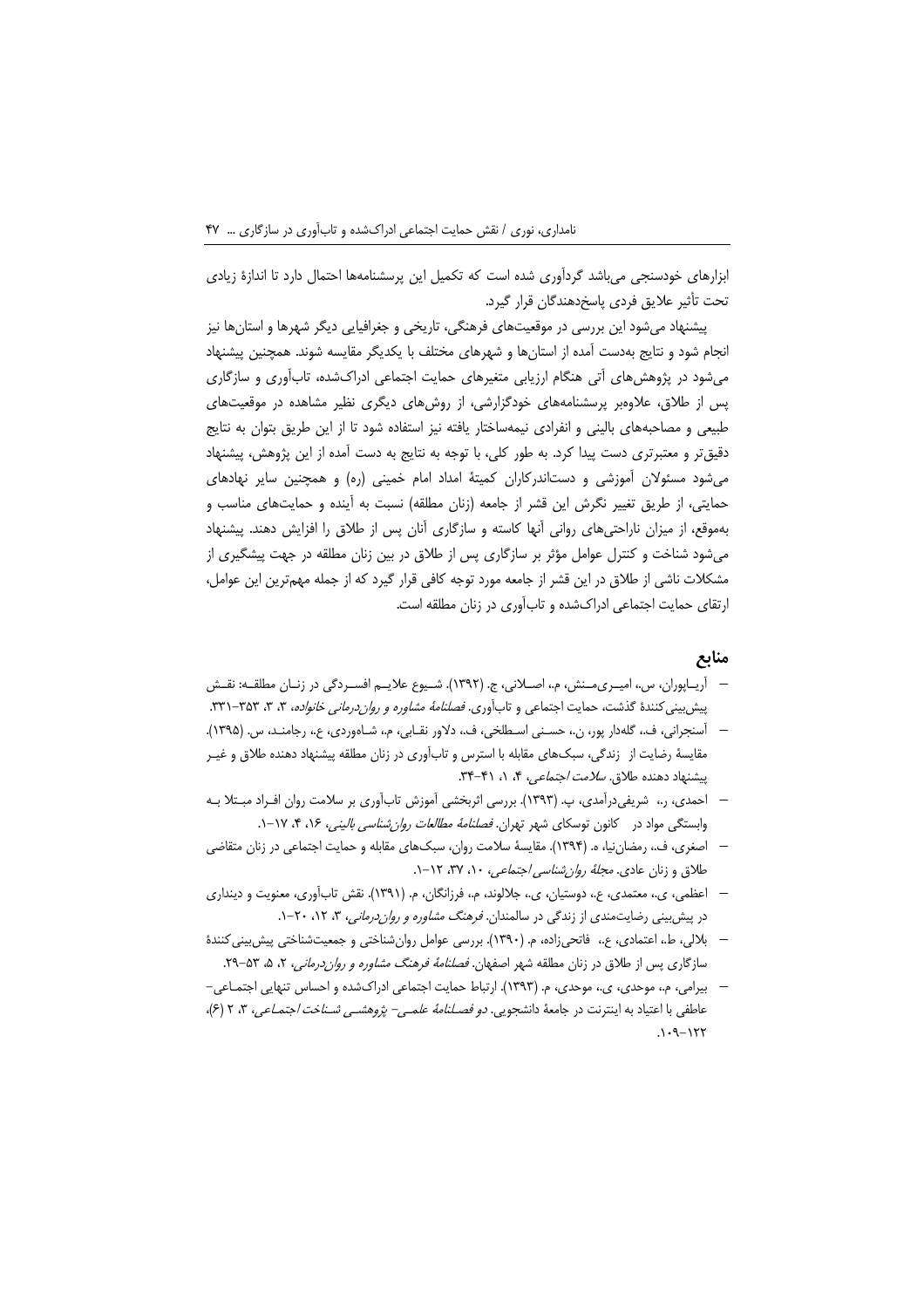ابزارهای خودسنجی می‌باشد گردآوری شده است که تکمیل این پرسشنامه‌ها احتمال دارد تا اندازهٔ زیادی تحت تأثیر علایق فردی پاسخ‌دهندگان قرار گیرد.

پیشنهاد می‌شود این بررسی در موقعیت‌های فرهنگی، تاریخی و جغرافیایی دیگر شهرها و استان‌ها نیز انجام شود و نتایج به‌دست آمده از استان‌ها و شهرهای مختلف با یکدیگر مقایسه شوند. همچنین پیشنهاد می‌شود در پژوهش‌های آتی هنگام ارزیابی متغیرهای حمایت اجتماعی ادراک‌شده، تاب‌آوری و سازگاری پس از طلاق، علاوه‌بر پرسشنامه‌های خودگزارشی، از روش‌های دیگری نظیر مشاهده در موقعیت‌های طبیعی و مصاحبه‌های بالینی و انفرادی نیمه‌ساختار یافته نیز استفاده شود تا از این طریق بتوان به نتایج دقیق‌تر و معتبرتری دست پیدا کرد. به طور کلی، با توجه به نتایج به دست آمده از این پژوهش، پیشنهاد می‌شود مسئولان آموزشی و دست‌اندرکاران کمیتهٔ امداد امام خمینی (ره) و همچنین سایر نهادهای حمایتی، از طریق تغییر نگرش این قشر از جامعه (زنان مطلقه) نسبت به آینده و حمایت‌های مناسب و به‌موقع، از میزان ناراحتی‌های روانی آنها کاسته و سازگاری آنان پس از طلاق را افزایش دهند. پیشنهاد می‌شود شناخت و کنترل عوامل مؤثر بر سازگاری پس از طلاق در بین زنان مطلقه در جهت پیشگیری از مشکلات ناشی از طلاق در این قشر از جامعه مورد توجه کافی قرار گیرد که از جمله مهم‌ترین این عوامل، ارتقای حمایت اجتماعی ادراک‌شده و تاب‌آوری در زنان مطلقه است.

## منابع

- آریاپوران، س.، امیری‌منش، م.، اصلانی، ج. (۱۳۹۲). شیوع علایم افسردگی در زنان مطلقه: نقش پیش‌بینی‌کنندهٔ گذشت، حمایت اجتماعی و تاب‌آوری. *فصلنامهٔ مشاوره و روان‌درمانی خانواده*، ۳، ۳، ۳۵۳-۳۳۱.
- آسنجرانی، ف.، گله‌دار پور، ن.، حسنی اسطلخی، ف.، دلاور نقابی، م.، شاه‌وردی، ع.، رجامند، س. (۱۳۹۵). مقایسهٔ رضایت از زندگی، سبک‌های مقابله با استرس و تاب‌آوری در زنان مطلقه پیشنهاد دهنده طلاق و غیر پیشنهاد دهنده طلاق. *سلامت اجتماعی*، ۴، ۱، ۴۱-۳۴.
- احمدی، ر.، شریفی‌درآمدی، پ. (۱۳۹۳). بررسی اثربخشی آموزش تاب‌آوری بر سلامت روان افراد مبتلا به وابستگی مواد در کانون توسکای شهر تهران. *فصلنامهٔ مطالعات روان‌شناسی بالینی*، ۱۶، ۴، ۱۷-۱.
- اصغری، ف.، رمضان‌نیا، ه. (۱۳۹۴). مقایسهٔ سلامت روان، سبک‌های مقابله و حمایت اجتماعی در زنان متقاضی طلاق و زنان عادی. *مجلهٔ روان‌شناسی اجتماعی*، ۱۰، ۳۷، ۱۲-۱.
- اعظمی، ی.، معتمدی، ع.، دوستیان، ی.، جلالوند، م.، فرزانگان، م. (۱۳۹۱). نقش تاب‌آوری، معنویت و دینداری در پیش‌بینی رضایت‌مندی از زندگی در سالمندان. *فرهنگ مشاوره و روان‌درمانی*، ۳، ۱۲، ۲۰-۱.
- بلالی، ط.، اعتمادی، ع.، فاتحی‌زاده، م. (۱۳۹۰). بررسی عوامل روان‌شناختی و جمعیت‌شناختی پیش‌بینی‌کنندهٔ سازگاری پس از طلاق در زنان مطلقه شهر اصفهان. *فصلنامهٔ فرهنگ مشاوره و روان‌درمانی*، ۲، ۵، ۵۳-۲۹.
- بیرامی، م.، موحدی، ی.، موحدی، م. (۱۳۹۳). ارتباط حمایت اجتماعی ادراک‌شده و احساس تنهایی اجتماعی-عاطفی با اعتیاد به اینترنت در جامعهٔ دانشجویی. *دو فصلنامهٔ علمی- پژوهشی شناخت اجتماعی*، ۳، ۲ (۶)، ۱۲۲-۱۰۹.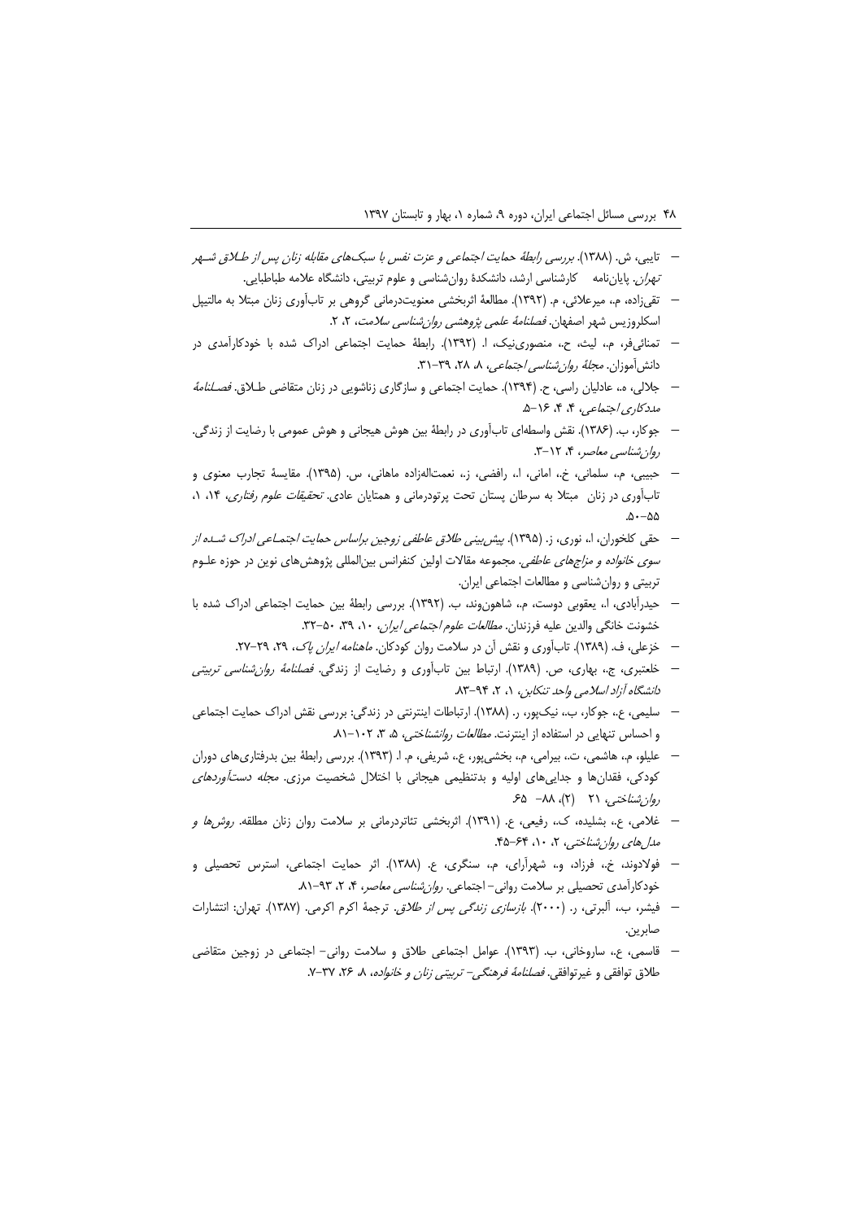- تایبی، ش. (۱۳۸۸). *بررسی رابطهٔ حمایت اجتماعی و عزت نفس با سبک‌های مقابله زنان پس از طـلاق شـهر تهران*. پایان‌نامه کارشناسی ارشد، دانشکدهٔ روان‌شناسی و علوم تربیتی، دانشگاه علامه طباطبایی.
- تقی‌زاده، م.، میرعلائی، م. (۱۳۹۲). مطالعهٔ اثربخشی معنویت‌درمانی گروهی بر تاب‌آوری زنان مبتلا به مالتیپل اسکلروزیس شهر اصفهان. *فصلنامهٔ علمی پژوهشی روان‌شناسی سلامت*، ۲، ۲.
- تمنائی‌فر، م.، لیث، ح.، منصوری‌نیک، ا. (۱۳۹۲). رابطهٔ حمایت اجتماعی ادراک شده با خودکارآمدی در دانش‌آموزان. *مجلهٔ روان‌شناسی اجتماعی*، ۸، ۲۸، ۳۹-۳۱.
- جلالی، ه.، عادلیان راسی، ح. (۱۳۹۴). حمایت اجتماعی و سازگاری زناشویی در زنان متقاضی طـلاق. *فصـلنامهٔ مددکاری اجتماعی*، ۴، ۴، ۱۶-۵.
- جوکار، ب. (۱۳۸۶). نقش واسطه‌ای تاب‌آوری در رابطهٔ بین هوش هیجانی و هوش عمومی با رضایت از زندگی. *روان‌شناسی معاصر*، ۴، ۱۲-۳.
- حبیبی، م.، سلمانی، خ.، امانی، ا.، رافضی، ز.، نعمت‌الهزاده ماهانی، س. (۱۳۹۵). مقایسهٔ تجارب معنوی و تاب‌آوری در زنان مبتلا به سرطان پستان تحت پرتودرمانی و همتایان عادی. *تحقیقات علوم رفتاری*، ۱۴، ۱، ۵۰-۵۵.
- حقی کلخوران، ا.، نوری، ز. (۱۳۹۵). *پیش‌بینی طلاق عاطفی زوجین براساس حمایت اجتمـاعی ادراک شـده از سوی خانواده و مزاج‌های عاطفی*. مجموعه مقالات اولین کنفرانس بین‌المللی پژوهش‌های نوین در حوزه علـوم تربیتی و روان‌شناسی و مطالعات اجتماعی ایران.
- حیدرآبادی، ا.، یعقوبی دوست، م.، شاهون‌وند، ب. (۱۳۹۲). بررسی رابطهٔ بین حمایت اجتماعی ادراک شده با خشونت خانگی والدین علیه فرزندان. *مطالعات علوم اجتماعی ایران*، ۱۰، ۳۹، ۵۰-۳۲.
- خزعلی، ف. (۱۳۸۹). تاب‌آوری و نقش آن در سلامت روان کودکان. *ماهنامه ایران پاک*، ۲۹، ۲۹-۲۷.
- خلعتبری، ج.، بهاری، ص. (۱۳۸۹). ارتباط بین تاب‌آوری و رضایت از زندگی. *فصلنامهٔ روان‌شناسی تربیتی دانشگاه آزاد اسلامی واحد تنکابن*، ۱، ۲، ۹۴-۸۳.
- سلیمی، ع.، جوکار، ب.، نیک‌پور، ر. (۱۳۸۸). ارتباطات اینترنتی در زندگی: بررسی نقش ادراک حمایت اجتماعی و احساس تنهایی در استفاده از اینترنت. *مطالعات روانشناختی*، ۵، ۳، ۱۰۲-۸۱.
- علیلو، م.، هاشمی، ت.، بیرامی، م.، بخشی‌پور، ع.، شریفی، م. ا. (۱۳۹۳). بررسی رابطهٔ بین بدرفتاری‌های دوران کودکی، فقدان‌ها و جدایی‌های اولیه و بدتنظیمی هیجانی با اختلال شخصیت مرزی. *مجله دست‌آوردهای روان‌شناختی*، ۲۱ (۲)، ۸۸- ۶۵.
- غلامی، ع.، بشلیده، ک.، رفیعی، ع. (۱۳۹۱). اثربخشی تئاتردرمانی بر سلامت روان زنان مطلقه. *روش‌ها و مدل‌های روان‌شناختی*، ۲، ۱۰، ۶۴-۴۵.
- فولادوند، خ.، فرزاد، و.، شهرآرای، م.، سنگری، ع. (۱۳۸۸). اثر حمایت اجتماعی، استرس تحصیلی و خودکارآمدی تحصیلی بر سلامت روانی- اجتماعی. *روان‌شناسی معاصر*، ۴، ۲، ۹۳-۸۱.
- فیشر، ب.، آلبرتی، ر. (۲۰۰۰). *بازسازی زندگی پس از طلاق*. ترجمهٔ اکرم اکرمی. (۱۳۸۷). تهران: انتشارات صابرین.
- قاسمی، ع.، ساروخانی، ب. (۱۳۹۳). عوامل اجتماعی طلاق و سلامت روانی- اجتماعی در زوجین متقاضی طلاق توافقی و غیرتوافقی. *فصلنامهٔ فرهنگی- تربیتی زنان و خانواده*، ۸، ۲۶، ۳۷-۷.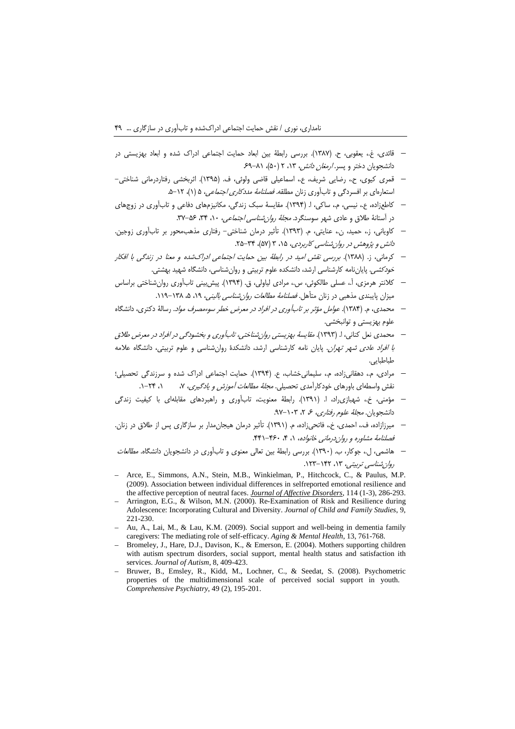- قائدی، غ.، یعقوبی، ح. (۱۳۸۷). بررسی رابطهٔ بین ابعاد حمایت اجتماعی ادراک شده و ابعاد بهزیستی در دانشجویان دختر و پسر. *ارمغان دانش*، ۱۳، ۲ (۵۰)، ۸۱–۶۹.
- قمری کیوی، ح.، رضایی شریف، ع.، اسماعیلی قاضی ولوئی، ف. (۱۳۹۵). اثربخشی رفتاردرمانی شناختی– استعاره‌ای بر افسردگی و تاب‌آوری زنان مطلقه. *فصلنامهٔ مددکاری اجتماعی*، ۵ (۱)، ۱۲–۵.
- کاطع‌زاده، ع.، نیسی، م.، ساکی، ا. (۱۳۹۴). مقایسهٔ سبک زندگی، مکانیزم‌های دفاعی و تاب‌آوری در زوج‌های در آستانهٔ طلاق و عادی شهر سوسنگرد. *مجلهٔ روان‌شناسی اجتماعی*، ۱۰، ۳۴، ۵۶–۳۷.
- کاویانی، ز.، حمید، ن.، عنایتی، م. (۱۳۹۳). تأثیر درمان شناختی– رفتاری مذهب‌محور بر تاب‌آوری زوجین. *دانش و پژوهش در روان‌شناسی کاربردی*، ۱۵، ۳ (۵۷)، ۳۴–۲۵.
- کرمانی، ز. (۱۳۸۸). *بررسی نقش امید در رابطهٔ بین حمایت اجتماعی ادراک‌شده و معنا در زندگی با افکار خودکشی*. پایان‌نامه کارشناسی ارشد، دانشکده علوم تربیتی و روان‌شناسی، دانشگاه شهید بهشتی.
- کلانتر هرمزی، آ.، عسلی طالکوئی، س.، مرادی لیاولی، ق. (۱۳۹۴). پیش‌بینی تاب‌آوری روان‌شناختی براساس میزان پایبندی مذهبی در زنان متأهل. *فصلنامهٔ مطالعات روان‌شناسی بالینی*، ۱۹، ۵، ۱۳۸–۱۱۹.
- محمدی، م. (۱۳۸۴). *عوامل مؤثر بر تاب‌آوری در افراد در معرض خطر سوءمصرف مواد*. رسالهٔ دکتری، دانشگاه علوم بهزیستی و توانبخشی.
- محمدی نعل کنانی، ا. (۱۳۹۳). *مقایسهٔ بهزیستی روان‌شناختی، تاب‌آوری و بخشودگی در افراد در معرض طلاق با افراد عادی شهر تهران*. پایان نامه کارشناسی ارشد، دانشکدهٔ روان‌شناسی و علوم تربیتی، دانشگاه علامه طباطبایی.
- مرادی، م.، دهقانی‌زاده، م.، سلیمانی‌خشاب، ع. (۱۳۹۴). حمایت اجتماعی ادراک شده و سرزندگی تحصیلی؛ نقش واسطه‌ای باورهای خودکارآمدی تحصیلی. *مجلهٔ مطالعات آموزش و یادگیری*، ۷، ۱، ۲۴–۱.
- مؤمنی، خ.، شهبازی‌راد، ا. (۱۳۹۱). رابطهٔ معنویت، تاب‌آوری و راهبردهای مقابله‌ای با کیفیت زندگی دانشجویان. *مجلهٔ علوم رفتاری*، ۶، ۲، ۱۰۳–۹۷.
- میرزازاده، ف.، احمدی، خ.، فاتحی‌زاده، م. (۱۳۹۱). تأثیر درمان هیجان‌مدار بر سازگاری پس از طلاق در زنان. *فصلنامهٔ مشاوره و روان‌درمانی خانواده*، ۱، ۴، ۴۶۰–۴۴۱.
- هاشمی، ل.، جوکار، ب. (۱۳۹۰). بررسی رابطهٔ بین تعالی معنوی و تاب‌آوری در دانشجویان دانشگاه. *مطالعات روان‌شناسی تربیتی*، ۱۳، ۱۴۲–۱۲۳.
- Arce, E., Simmons, A.N., Stein, M.B., Winkielman, P., Hitchcock, C., & Paulus, M.P. (2009). Association between individual differences in selfreported emotional resilience and the affective perception of neutral faces. *Journal of Affective Disorders*, 114 (1-3), 286-293.
- Arrington, E.G., & Wilson, M.N. (2000). Re-Examination of Risk and Resilience during Adolescence: Incorporating Cultural and Diversity. *Journal of Child and Family Studies*, 9, 221-230.
- Au, A., Lai, M., & Lau, K.M. (2009). Social support and well-being in dementia family caregivers: The mediating role of self-efficacy. *Aging & Mental Health*, 13, 761-768.
- Bromeley, J., Hare, D.J., Davison, K., & Emerson, E. (2004). Mothers supporting children with autism spectrum disorders, social support, mental health status and satisfaction ith services. *Journal of Autism*, 8, 409-423.
- Bruwer, B., Emsley, R., Kidd, M., Lochner, C., & Seedat, S. (2008). Psychometric properties of the multidimensional scale of perceived social support in youth. *Comprehensive Psychiatry*, 49 (2), 195-201.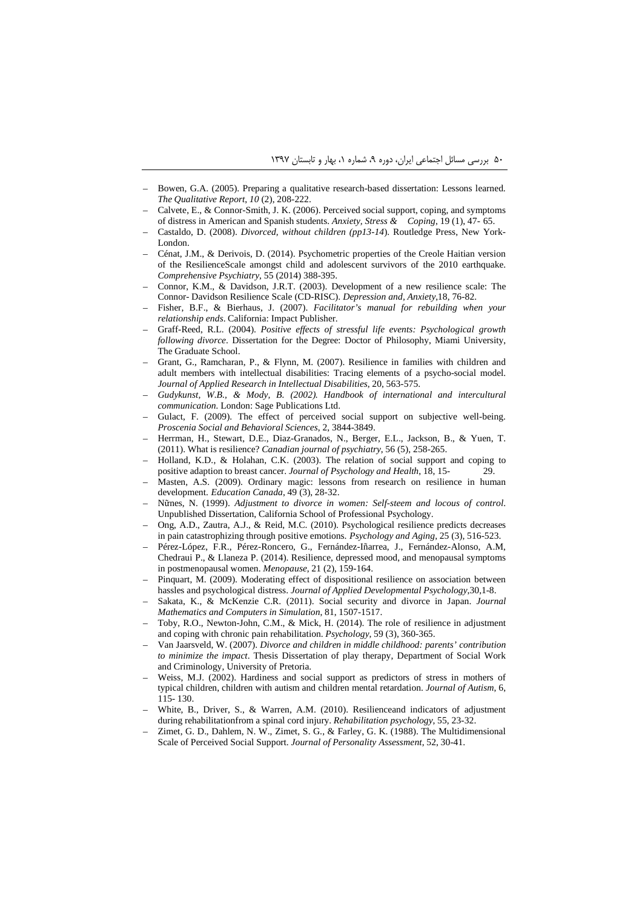- Bowen, G.A. (2005). Preparing a qualitative research-based dissertation: Lessons learned. *The Qualitative Report, 10* (2), 208-222.
- Calvete, E., & Connor-Smith, J. K. (2006). Perceived social support, coping, and symptoms of distress in American and Spanish students. *Anxiety, Stress & Coping*, 19 (1), 47- 65.
- Castaldo, D. (2008). *Divorced, without children (pp13-14*). Routledge Press, New York-London.
- Cénat, J.M., & Derivois, D. (2014). Psychometric properties of the Creole Haitian version of the ResilienceScale amongst child and adolescent survivors of the 2010 earthquake. *Comprehensive Psychiatry*, 55 (2014) 388-395.
- Connor, K.M., & Davidson, J.R.T. (2003). Development of a new resilience scale: The Connor- Davidson Resilience Scale (CD-RISC). *Depression and, Anxiety*,18, 76-82.
- Fisher, B.F., & Bierhaus, J. (2007). *Facilitator's manual for rebuilding when your relationship ends*. California: Impact Publisher.
- Graff-Reed, R.L. (2004). *Positive effects of stressful life events: Psychological growth following divorce*. Dissertation for the Degree: Doctor of Philosophy, Miami University, The Graduate School.
- Grant, G., Ramcharan, P., & Flynn, M. (2007). Resilience in families with children and adult members with intellectual disabilities: Tracing elements of a psycho-social model. *Journal of Applied Research in Intellectual Disabilities*, 20, 563-575.
- *Gudykunst, W.B., & Mody, B. (2002). Handbook of international and intercultural communication*. London: Sage Publications Ltd.
- Gulact, F. (2009). The effect of perceived social support on subjective well-being. *Proscenia Social and Behavioral Sciences*, 2, 3844-3849.
- Herrman, H., Stewart, D.E., Diaz-Granados, N., Berger, E.L., Jackson, B., & Yuen, T. (2011). What is resilience? *Canadian journal of psychiatry*, 56 (5), 258-265.
- Holland, K.D., & Holahan, C.K. (2003). The relation of social support and coping to positive adaption to breast cancer. *Journal of Psychology and Health*, 18, 15- 29.
- Masten, A.S. (2009). Ordinary magic: lessons from research on resilience in human development. *Education Canada*, 49 (3), 28-32.
- Nữnes, N. (1999). *Adjustment to divorce in women: Self-steem and locous of control*. Unpublished Dissertation, California School of Professional Psychology.
- Ong, A.D., Zautra, A.J., & Reid, M.C. (2010). Psychological resilience predicts decreases in pain catastrophizing through positive emotions. *Psychology and Aging*, 25 (3), 516-523.
- Pérez-López, F.R., Pérez-Roncero, G., Fernández-Iñarrea, J., Fernández-Alonso, A.M, Chedraui P., & Llaneza P. (2014). Resilience, depressed mood, and menopausal symptoms in postmenopausal women. *Menopause*, 21 (2), 159-164.
- Pinquart, M. (2009). Moderating effect of dispositional resilience on association between hassles and psychological distress. *Journal of Applied Developmental Psychology*,30,1-8.
- Sakata, K., & McKenzie C.R. (2011). Social security and divorce in Japan. *Journal Mathematics and Computers in Simulation*, 81, 1507-1517.
- Toby, R.O., Newton-John, C.M., & Mick, H. (2014). The role of resilience in adjustment and coping with chronic pain rehabilitation. *Psychology*, 59 (3), 360-365.
- Van Jaarsveld, W. (2007). *Divorce and children in middle childhood: parents' contribution to minimize the impact*. Thesis Dissertation of play therapy, Department of Social Work and Criminology, University of Pretoria.
- Weiss, M.J. (2002). Hardiness and social support as predictors of stress in mothers of typical children, children with autism and children mental retardation. *Journal of Autism*, 6, 115- 130.
- White, B., Driver, S., & Warren, A.M. (2010). Resilienceand indicators of adjustment during rehabilitationfrom a spinal cord injury. *Rehabilitation psychology*, 55, 23-32.
- Zimet, G. D., Dahlem, N. W., Zimet, S. G., & Farley, G. K. (1988). The Multidimensional Scale of Perceived Social Support. *Journal of Personality Assessment*, 52, 30-41.